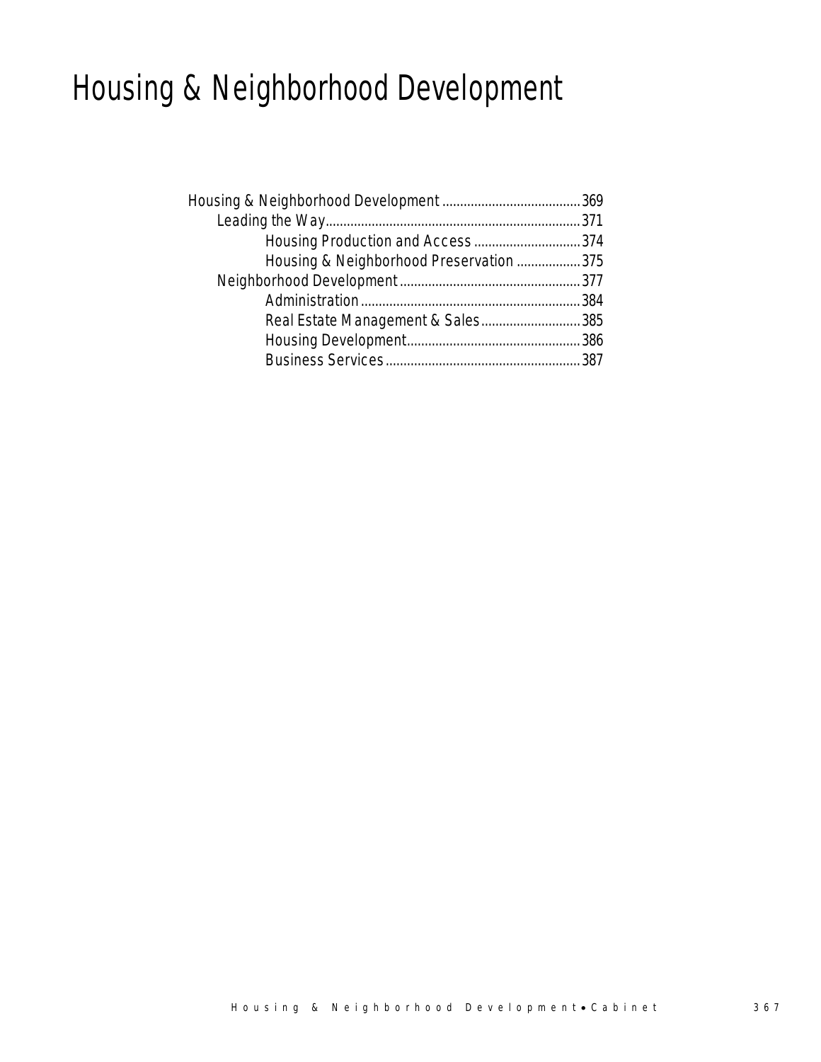# Housing & Neighborhood Development

- Housing & Neighborhood Development.......................................369
  - Leading the Way.......................................................................371
    - Housing Production and Access ..............................374
    - Housing & Neighborhood Preservation ..................375
  - Neighborhood Development...................................................377
    - Administration...............................................................384
    - Real Estate Management & Sales............................385
    - Housing Development.................................................386
    - Business Services........................................................387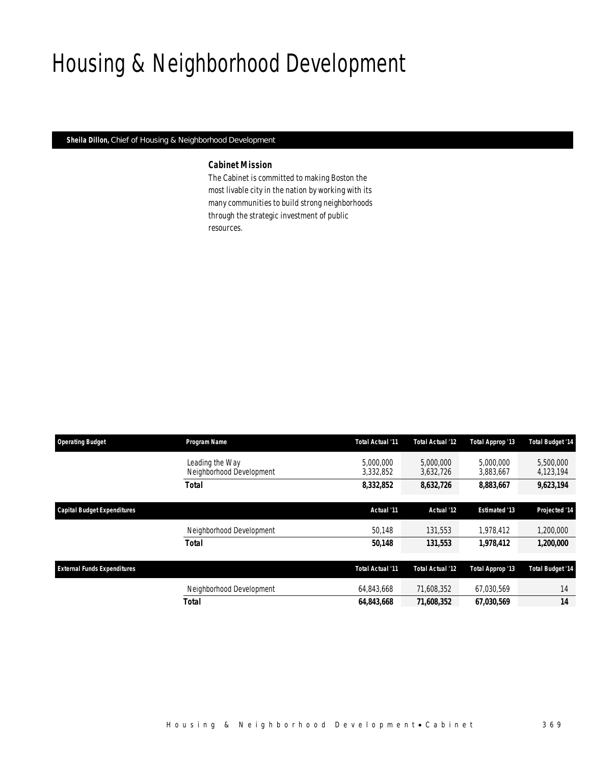# Housing & Neighborhood Development

**Sheila Dillon,** Chief of Housing & Neighborhood Development

### *Cabinet Mission*

The Cabinet is committed to making Boston the most livable city in the nation by working with its many communities to build strong neighborhoods through the strategic investment of public resources.

| Operating Budget | Program Name | Total Actual '11 | Total Actual '12 | Total Approp '13 | Total Budget '14 |
|---|---|---|---|---|---|
| | Leading the Way | 5,000,000 | 5,000,000 | 5,000,000 | 5,500,000 |
| | Neighborhood Development | 3,332,852 | 3,632,726 | 3,883,667 | 4,123,194 |
| | **Total** | **8,332,852** | **8,632,726** | **8,883,667** | **9,623,194** |

| Capital Budget Expenditures | | Actual '11 | Actual '12 | Estimated '13 | Projected '14 |
|---|---|---|---|---|---|
| | Neighborhood Development | 50,148 | 131,553 | 1,978,412 | 1,200,000 |
| | **Total** | **50,148** | **131,553** | **1,978,412** | **1,200,000** |

| External Funds Expenditures | | Total Actual '11 | Total Actual '12 | Total Approp '13 | Total Budget '14 |
|---|---|---|---|---|---|
| | Neighborhood Development | 64,843,668 | 71,608,352 | 67,030,569 | 14 |
| | **Total** | **64,843,668** | **71,608,352** | **67,030,569** | **14** |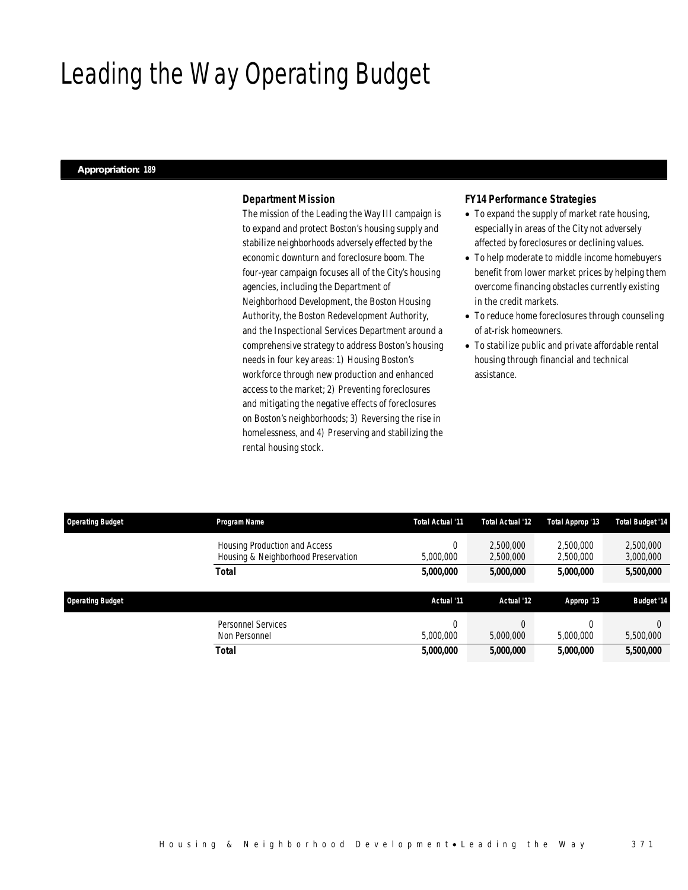# Leading the Way Operating Budget

**Appropriation: 189**

### Department Mission

The mission of the Leading the Way III campaign is to expand and protect Boston's housing supply and stabilize neighborhoods adversely effected by the economic downturn and foreclosure boom. The four-year campaign focuses all of the City's housing agencies, including the Department of Neighborhood Development, the Boston Housing Authority, the Boston Redevelopment Authority, and the Inspectional Services Department around a comprehensive strategy to address Boston's housing needs in four key areas: 1) Housing Boston's workforce through new production and enhanced access to the market; 2) Preventing foreclosures and mitigating the negative effects of foreclosures on Boston's neighborhoods; 3) Reversing the rise in homelessness, and 4) Preserving and stabilizing the rental housing stock.

### FY14 Performance Strategies

- To expand the supply of market rate housing, especially in areas of the City not adversely affected by foreclosures or declining values.
- To help moderate to middle income homebuyers benefit from lower market prices by helping them overcome financing obstacles currently existing in the credit markets.
- To reduce home foreclosures through counseling of at-risk homeowners.
- To stabilize public and private affordable rental housing through financial and technical assistance.

| Operating Budget | Program Name | Total Actual '11 | Total Actual '12 | Total Approp '13 | Total Budget '14 |
|---|---|---|---|---|---|
| | Housing Production and Access | 0 | 2,500,000 | 2,500,000 | 2,500,000 |
| | Housing & Neighborhood Preservation | 5,000,000 | 2,500,000 | 2,500,000 | 3,000,000 |
| | **Total** | **5,000,000** | **5,000,000** | **5,000,000** | **5,500,000** |

| Operating Budget | | Actual '11 | Actual '12 | Approp '13 | Budget '14 |
|---|---|---|---|---|---|
| | Personnel Services | 0 | 0 | 0 | 0 |
| | Non Personnel | 5,000,000 | 5,000,000 | 5,000,000 | 5,500,000 |
| | **Total** | **5,000,000** | **5,000,000** | **5,000,000** | **5,500,000** |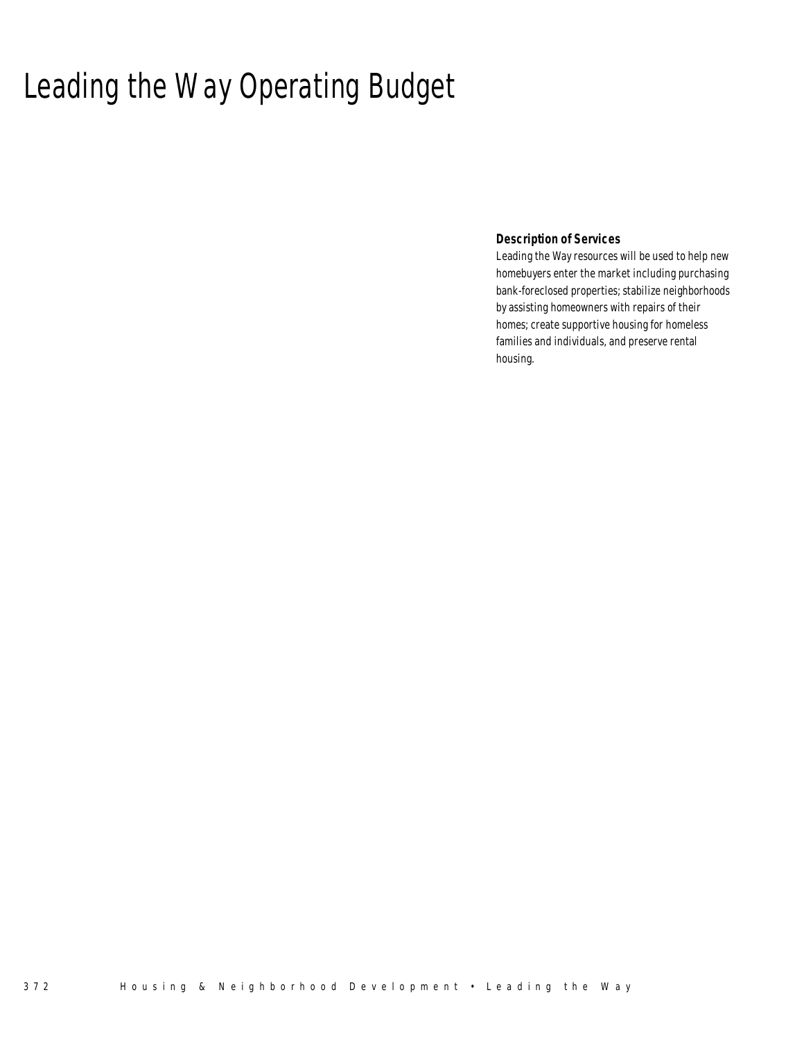# Leading the Way Operating Budget

**Description of Services**

Leading the Way resources will be used to help new homebuyers enter the market including purchasing bank-foreclosed properties; stabilize neighborhoods by assisting homeowners with repairs of their homes; create supportive housing for homeless families and individuals, and preserve rental housing.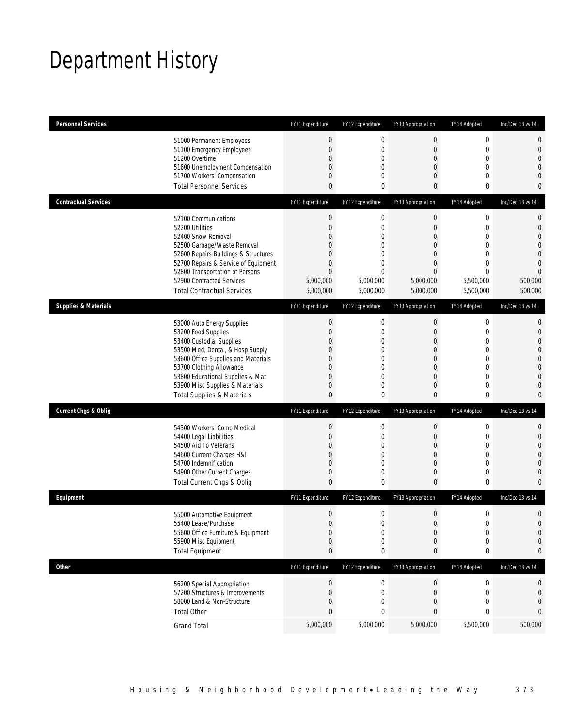# Department History

| Personnel Services | FY11 Expenditure | FY12 Expenditure | FY13 Appropriation | FY14 Adopted | Inc/Dec 13 vs 14 |
|---|---|---|---|---|---|
| 51000 Permanent Employees | 0 | 0 | 0 | 0 | 0 |
| 51100 Emergency Employees | 0 | 0 | 0 | 0 | 0 |
| 51200 Overtime | 0 | 0 | 0 | 0 | 0 |
| 51600 Unemployment Compensation | 0 | 0 | 0 | 0 | 0 |
| 51700 Workers' Compensation | 0 | 0 | 0 | 0 | 0 |
| Total Personnel Services | 0 | 0 | 0 | 0 | 0 |

| Contractual Services | FY11 Expenditure | FY12 Expenditure | FY13 Appropriation | FY14 Adopted | Inc/Dec 13 vs 14 |
|---|---|---|---|---|---|
| 52100 Communications | 0 | 0 | 0 | 0 | 0 |
| 52200 Utilities | 0 | 0 | 0 | 0 | 0 |
| 52400 Snow Removal | 0 | 0 | 0 | 0 | 0 |
| 52500 Garbage/Waste Removal | 0 | 0 | 0 | 0 | 0 |
| 52600 Repairs Buildings & Structures | 0 | 0 | 0 | 0 | 0 |
| 52700 Repairs & Service of Equipment | 0 | 0 | 0 | 0 | 0 |
| 52800 Transportation of Persons | 0 | 0 | 0 | 0 | 0 |
| 52900 Contracted Services | 5,000,000 | 5,000,000 | 5,000,000 | 5,500,000 | 500,000 |
| Total Contractual Services | 5,000,000 | 5,000,000 | 5,000,000 | 5,500,000 | 500,000 |

| Supplies & Materials | FY11 Expenditure | FY12 Expenditure | FY13 Appropriation | FY14 Adopted | Inc/Dec 13 vs 14 |
|---|---|---|---|---|---|
| 53000 Auto Energy Supplies | 0 | 0 | 0 | 0 | 0 |
| 53200 Food Supplies | 0 | 0 | 0 | 0 | 0 |
| 53400 Custodial Supplies | 0 | 0 | 0 | 0 | 0 |
| 53500 Med, Dental, & Hosp Supply | 0 | 0 | 0 | 0 | 0 |
| 53600 Office Supplies and Materials | 0 | 0 | 0 | 0 | 0 |
| 53700 Clothing Allowance | 0 | 0 | 0 | 0 | 0 |
| 53800 Educational Supplies & Mat | 0 | 0 | 0 | 0 | 0 |
| 53900 Misc Supplies & Materials | 0 | 0 | 0 | 0 | 0 |
| Total Supplies & Materials | 0 | 0 | 0 | 0 | 0 |

| Current Chgs & Oblig | FY11 Expenditure | FY12 Expenditure | FY13 Appropriation | FY14 Adopted | Inc/Dec 13 vs 14 |
|---|---|---|---|---|---|
| 54300 Workers' Comp Medical | 0 | 0 | 0 | 0 | 0 |
| 54400 Legal Liabilities | 0 | 0 | 0 | 0 | 0 |
| 54500 Aid To Veterans | 0 | 0 | 0 | 0 | 0 |
| 54600 Current Charges H&I | 0 | 0 | 0 | 0 | 0 |
| 54700 Indemnification | 0 | 0 | 0 | 0 | 0 |
| 54900 Other Current Charges | 0 | 0 | 0 | 0 | 0 |
| Total Current Chgs & Oblig | 0 | 0 | 0 | 0 | 0 |

| Equipment | FY11 Expenditure | FY12 Expenditure | FY13 Appropriation | FY14 Adopted | Inc/Dec 13 vs 14 |
|---|---|---|---|---|---|
| 55000 Automotive Equipment | 0 | 0 | 0 | 0 | 0 |
| 55400 Lease/Purchase | 0 | 0 | 0 | 0 | 0 |
| 55600 Office Furniture & Equipment | 0 | 0 | 0 | 0 | 0 |
| 55900 Misc Equipment | 0 | 0 | 0 | 0 | 0 |
| Total Equipment | 0 | 0 | 0 | 0 | 0 |

| Other | FY11 Expenditure | FY12 Expenditure | FY13 Appropriation | FY14 Adopted | Inc/Dec 13 vs 14 |
|---|---|---|---|---|---|
| 56200 Special Appropriation | 0 | 0 | 0 | 0 | 0 |
| 57200 Structures & Improvements | 0 | 0 | 0 | 0 | 0 |
| 58000 Land & Non-Structure | 0 | 0 | 0 | 0 | 0 |
| Total Other | 0 | 0 | 0 | 0 | 0 |
| Grand Total | 5,000,000 | 5,000,000 | 5,000,000 | 5,500,000 | 500,000 |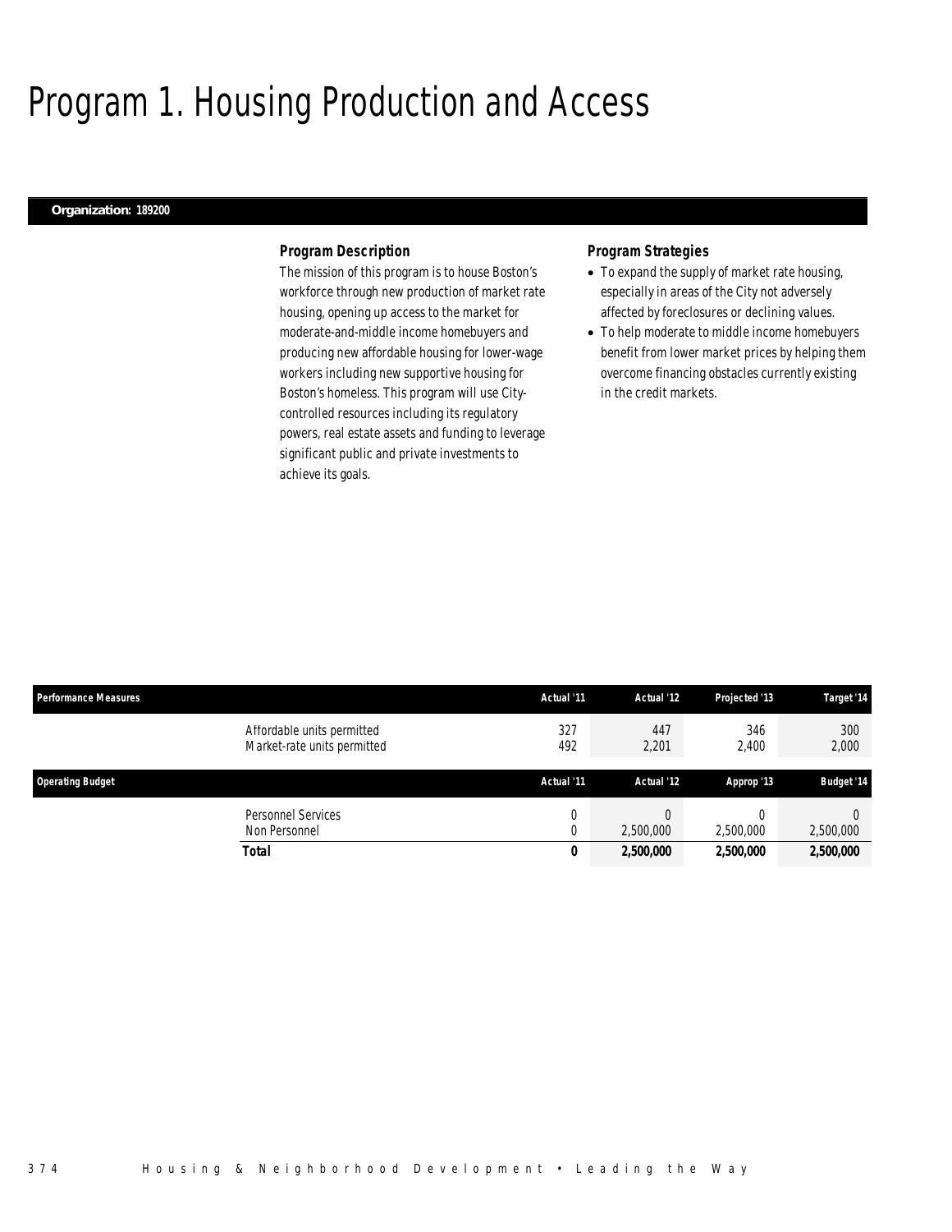# Program 1. Housing Production and Access

**Organization: 189200**

### Program Description

The mission of this program is to house Boston's workforce through new production of market rate housing, opening up access to the market for moderate-and-middle income homebuyers and producing new affordable housing for lower-wage workers including new supportive housing for Boston's homeless. This program will use City-controlled resources including its regulatory powers, real estate assets and funding to leverage significant public and private investments to achieve its goals.

### Program Strategies

- To expand the supply of market rate housing, especially in areas of the City not adversely affected by foreclosures or declining values.
- To help moderate to middle income homebuyers benefit from lower market prices by helping them overcome financing obstacles currently existing in the credit markets.

| Performance Measures | Actual '11 | Actual '12 | Projected '13 | Target '14 |
|---|---|---|---|---|
| Affordable units permitted | 327 | 447 | 346 | 300 |
| Market-rate units permitted | 492 | 2,201 | 2,400 | 2,000 |

| Operating Budget | Actual '11 | Actual '12 | Approp '13 | Budget '14 |
|---|---|---|---|---|
| Personnel Services | 0 | 0 | 0 | 0 |
| Non Personnel | 0 | 2,500,000 | 2,500,000 | 2,500,000 |
| **Total** | **0** | **2,500,000** | **2,500,000** | **2,500,000** |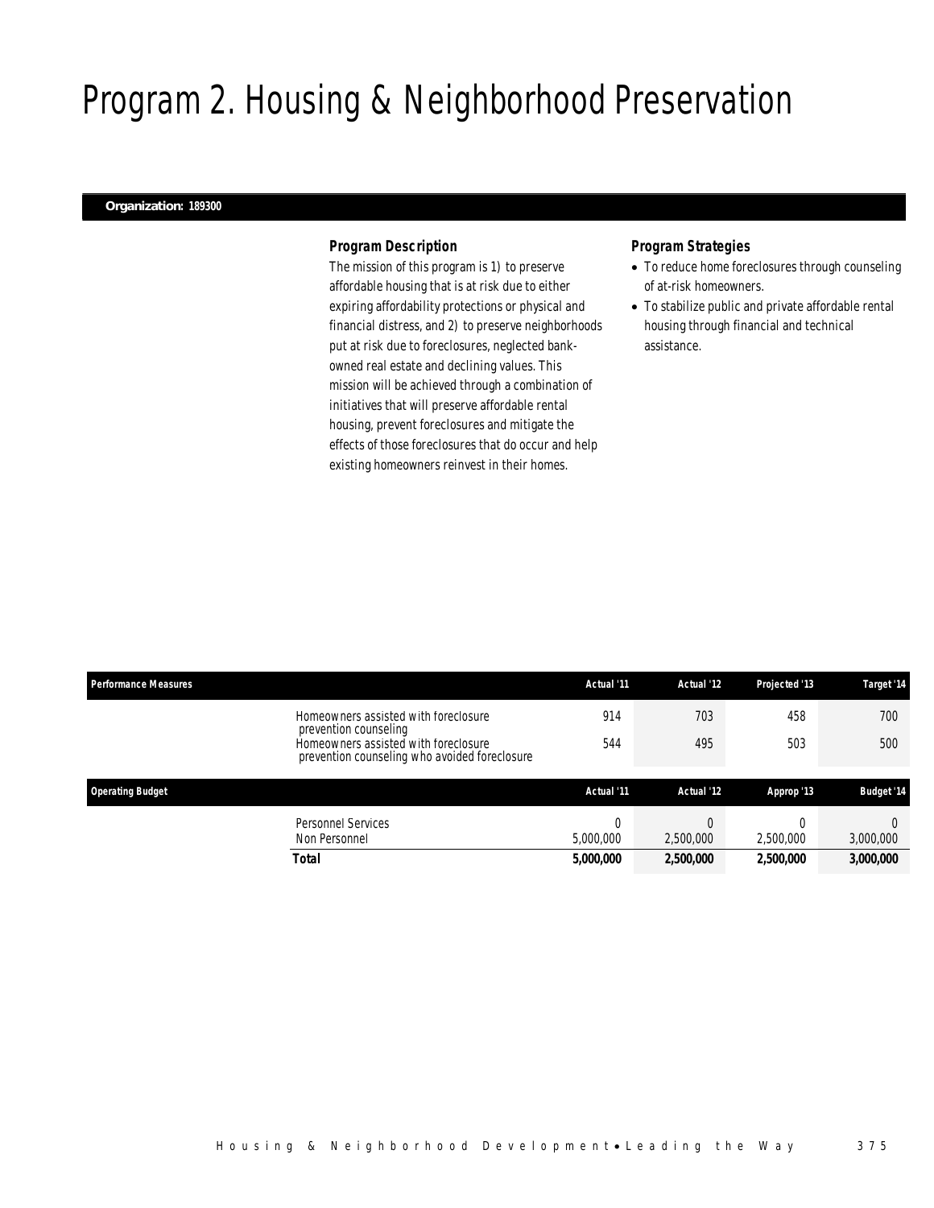# Program 2. Housing & Neighborhood Preservation

**Organization: 189300**

### *Program Description*

The mission of this program is 1) to preserve affordable housing that is at risk due to either expiring affordability protections or physical and financial distress, and 2) to preserve neighborhoods put at risk due to foreclosures, neglected bank-owned real estate and declining values. This mission will be achieved through a combination of initiatives that will preserve affordable rental housing, prevent foreclosures and mitigate the effects of those foreclosures that do occur and help existing homeowners reinvest in their homes.

### *Program Strategies*

- To reduce home foreclosures through counseling of at-risk homeowners.
- To stabilize public and private affordable rental housing through financial and technical assistance.

| Performance Measures | Actual '11 | Actual '12 | Projected '13 | Target '14 |
|---|---|---|---|---|
| Homeowners assisted with foreclosure prevention counseling | 914 | 703 | 458 | 700 |
| Homeowners assisted with foreclosure prevention counseling who avoided foreclosure | 544 | 495 | 503 | 500 |

| Operating Budget | Actual '11 | Actual '12 | Approp '13 | Budget '14 |
|---|---|---|---|---|
| Personnel Services | 0 | 0 | 0 | 0 |
| Non Personnel | 5,000,000 | 2,500,000 | 2,500,000 | 3,000,000 |
| **Total** | **5,000,000** | **2,500,000** | **2,500,000** | **3,000,000** |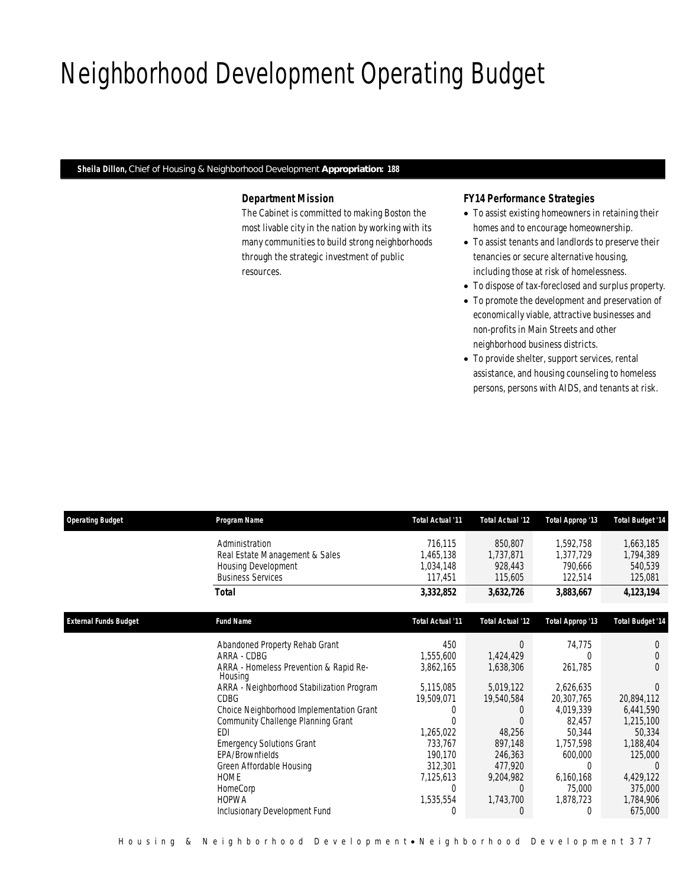# Neighborhood Development Operating Budget

**Sheila Dillon,** Chief of Housing & Neighborhood Development **Appropriation: 188**

### *Department Mission*

*The Cabinet is committed to making Boston the most livable city in the nation by working with its many communities to build strong neighborhoods through the strategic investment of public resources.*

### *FY14 Performance Strategies*

- To assist existing homeowners in retaining their homes and to encourage homeownership.
- To assist tenants and landlords to preserve their tenancies or secure alternative housing, including those at risk of homelessness.
- To dispose of tax-foreclosed and surplus property.
- To promote the development and preservation of economically viable, attractive businesses and non-profits in Main Streets and other neighborhood business districts.
- To provide shelter, support services, rental assistance, and housing counseling to homeless persons, persons with AIDS, and tenants at risk.

| Operating Budget | Program Name | Total Actual '11 | Total Actual '12 | Total Approp '13 | Total Budget '14 |
|---|---|---|---|---|---|
| | Administration | 716,115 | 850,807 | 1,592,758 | 1,663,185 |
| | Real Estate Management & Sales | 1,465,138 | 1,737,871 | 1,377,729 | 1,794,389 |
| | Housing Development | 1,034,148 | 928,443 | 790,666 | 540,539 |
| | Business Services | 117,451 | 115,605 | 122,514 | 125,081 |
| | **Total** | **3,332,852** | **3,632,726** | **3,883,667** | **4,123,194** |

| External Funds Budget | Fund Name | Total Actual '11 | Total Actual '12 | Total Approp '13 | Total Budget '14 |
|---|---|---|---|---|---|
| | Abandoned Property Rehab Grant | 450 | 0 | 74,775 | 0 |
| | ARRA - CDBG | 1,555,600 | 1,424,429 | 0 | 0 |
| | ARRA - Homeless Prevention & Rapid Re-Housing | 3,862,165 | 1,638,306 | 261,785 | 0 |
| | ARRA - Neighborhood Stabilization Program | 5,115,085 | 5,019,122 | 2,626,635 | 0 |
| | CDBG | 19,509,071 | 19,540,584 | 20,307,765 | 20,894,112 |
| | Choice Neighborhood Implementation Grant | 0 | 0 | 4,019,339 | 6,441,590 |
| | Community Challenge Planning Grant | 0 | 0 | 82,457 | 1,215,100 |
| | EDI | 1,265,022 | 48,256 | 50,344 | 50,334 |
| | Emergency Solutions Grant | 733,767 | 897,148 | 1,757,598 | 1,188,404 |
| | EPA/Brownfields | 190,170 | 246,363 | 600,000 | 125,000 |
| | Green Affordable Housing | 312,301 | 477,920 | 0 | 0 |
| | HOME | 7,125,613 | 9,204,982 | 6,160,168 | 4,429,122 |
| | HomeCorp | 0 | 0 | 75,000 | 375,000 |
| | HOPWA | 1,535,554 | 1,743,700 | 1,878,723 | 1,784,906 |
| | Inclusionary Development Fund | 0 | 0 | 0 | 675,000 |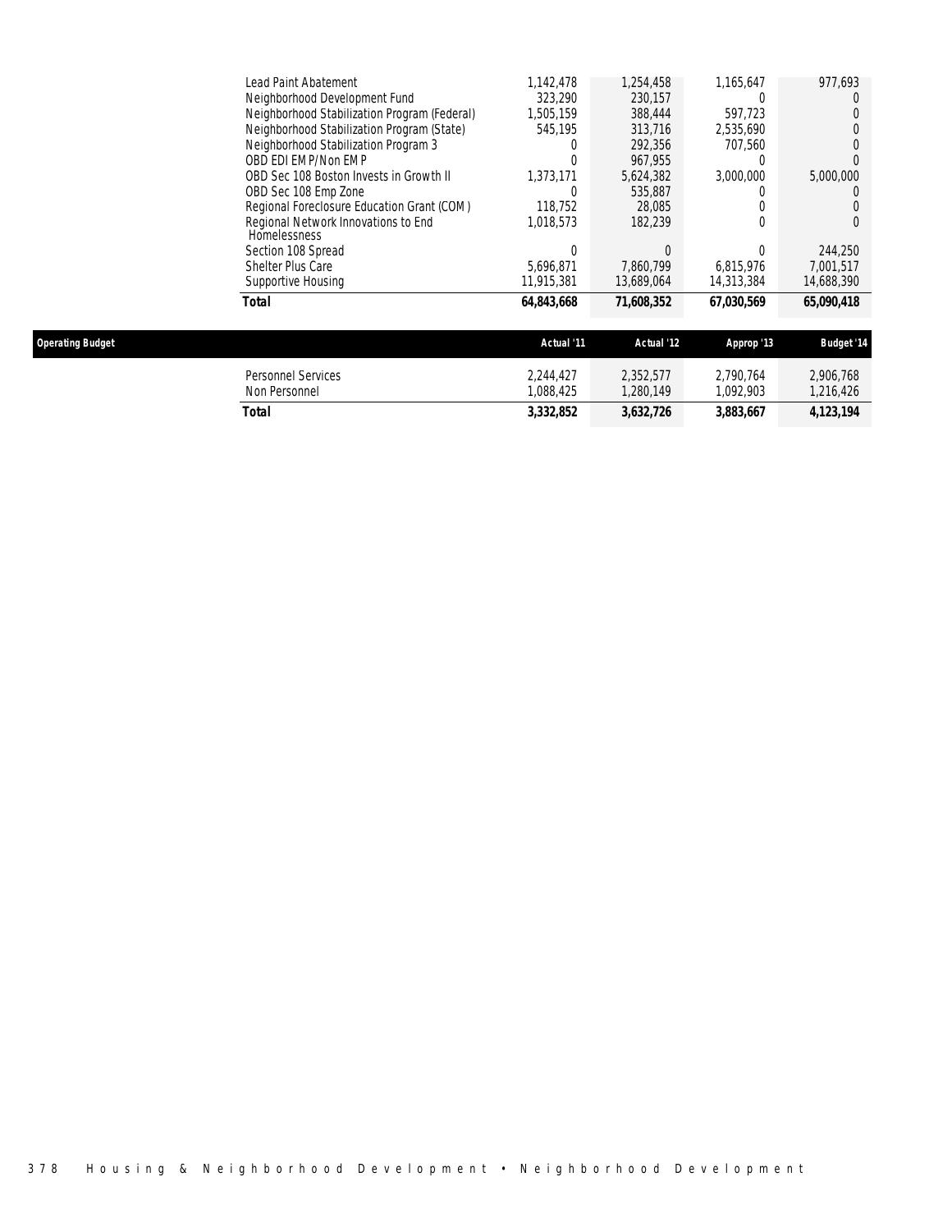| | | | | |
|---|---|---|---|---|
| Lead Paint Abatement | 1,142,478 | 1,254,458 | 1,165,647 | 977,693 |
| Neighborhood Development Fund | 323,290 | 230,157 | 0 | 0 |
| Neighborhood Stabilization Program (Federal) | 1,505,159 | 388,444 | 597,723 | 0 |
| Neighborhood Stabilization Program (State) | 545,195 | 313,716 | 2,535,690 | 0 |
| Neighborhood Stabilization Program 3 | 0 | 292,356 | 707,560 | 0 |
| OBD EDI EMP/Non EMP | 0 | 967,955 | 0 | 0 |
| OBD Sec 108 Boston Invests in Growth II | 1,373,171 | 5,624,382 | 3,000,000 | 5,000,000 |
| OBD Sec 108 Emp Zone | 0 | 535,887 | 0 | 0 |
| Regional Foreclosure Education Grant (COM) | 118,752 | 28,085 | 0 | 0 |
| Regional Network Innovations to End Homelessness | 1,018,573 | 182,239 | 0 | 0 |
| Section 108 Spread | 0 | 0 | 0 | 244,250 |
| Shelter Plus Care | 5,696,871 | 7,860,799 | 6,815,976 | 7,001,517 |
| Supportive Housing | 11,915,381 | 13,689,064 | 14,313,384 | 14,688,390 |
| **Total** | **64,843,668** | **71,608,352** | **67,030,569** | **65,090,418** |

| Operating Budget | Actual '11 | Actual '12 | Approp '13 | Budget '14 |
|---|---|---|---|---|
| Personnel Services | 2,244,427 | 2,352,577 | 2,790,764 | 2,906,768 |
| Non Personnel | 1,088,425 | 1,280,149 | 1,092,903 | 1,216,426 |
| **Total** | **3,332,852** | **3,632,726** | **3,883,667** | **4,123,194** |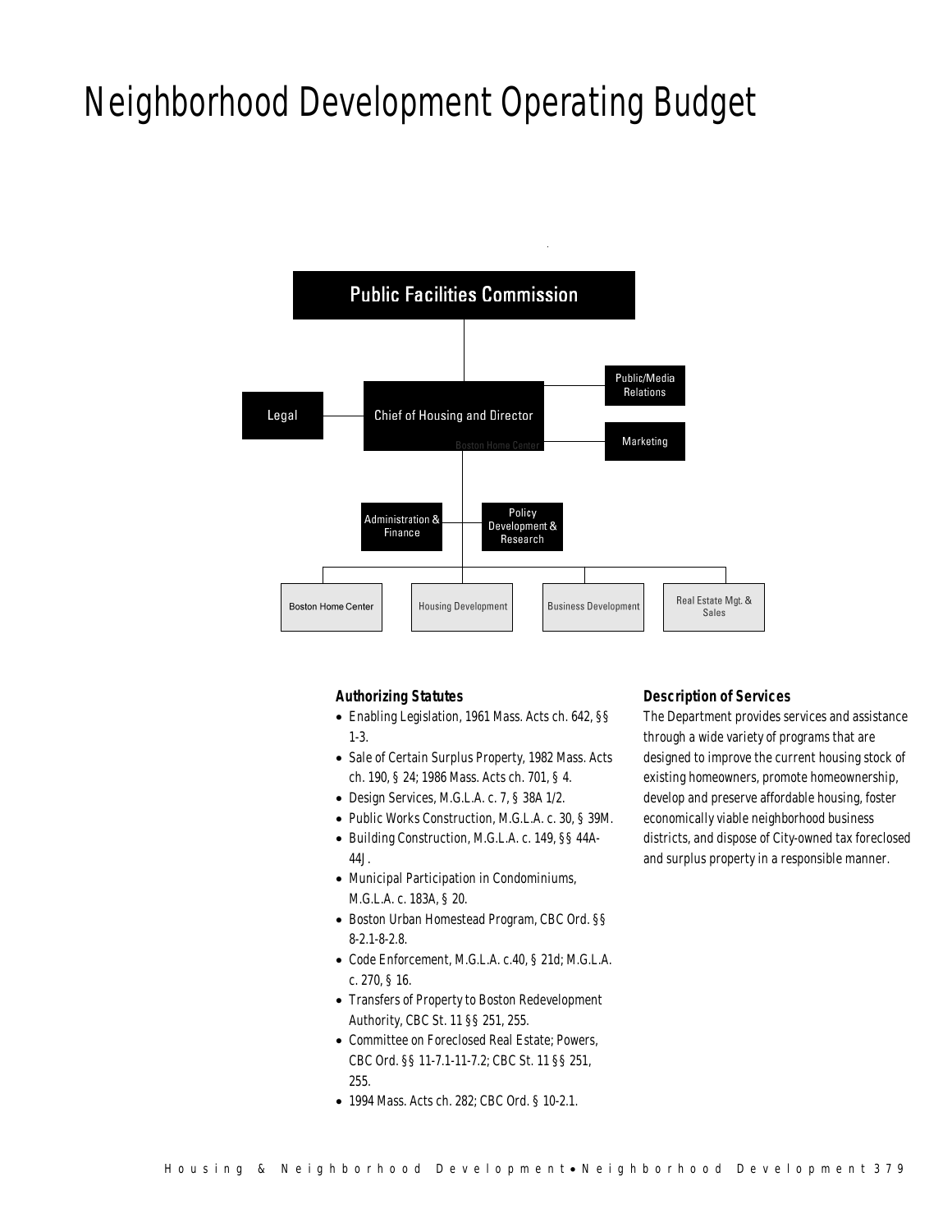# Neighborhood Development Operating Budget

Public Facilities Commission

Chief of Housing and Director

Legal

Public/Media Relations

Marketing

Administration & Finance

Policy Development & Research

Boston Home Center

Housing Development

Business Development

Real Estate Mgt. & Sales

### Authorizing Statutes

- Enabling Legislation, 1961 Mass. Acts ch. 642, §§ 1-3.
- Sale of Certain Surplus Property, 1982 Mass. Acts ch. 190, § 24; 1986 Mass. Acts ch. 701, § 4.
- Design Services, M.G.L.A. c. 7, § 38A 1/2.
- Public Works Construction, M.G.L.A. c. 30, § 39M.
- Building Construction, M.G.L.A. c. 149, §§ 44A-44J.
- Municipal Participation in Condominiums, M.G.L.A. c. 183A, § 20.
- Boston Urban Homestead Program, CBC Ord. §§ 8-2.1-8-2.8.
- Code Enforcement, M.G.L.A. c.40, § 21d; M.G.L.A. c. 270, § 16.
- Transfers of Property to Boston Redevelopment Authority, CBC St. 11 §§ 251, 255.
- Committee on Foreclosed Real Estate; Powers, CBC Ord. §§ 11-7.1-11-7.2; CBC St. 11 §§ 251, 255.
- 1994 Mass. Acts ch. 282; CBC Ord. § 10-2.1.

### Description of Services

The Department provides services and assistance through a wide variety of programs that are designed to improve the current housing stock of existing homeowners, promote homeownership, develop and preserve affordable housing, foster economically viable neighborhood business districts, and dispose of City-owned tax foreclosed and surplus property in a responsible manner.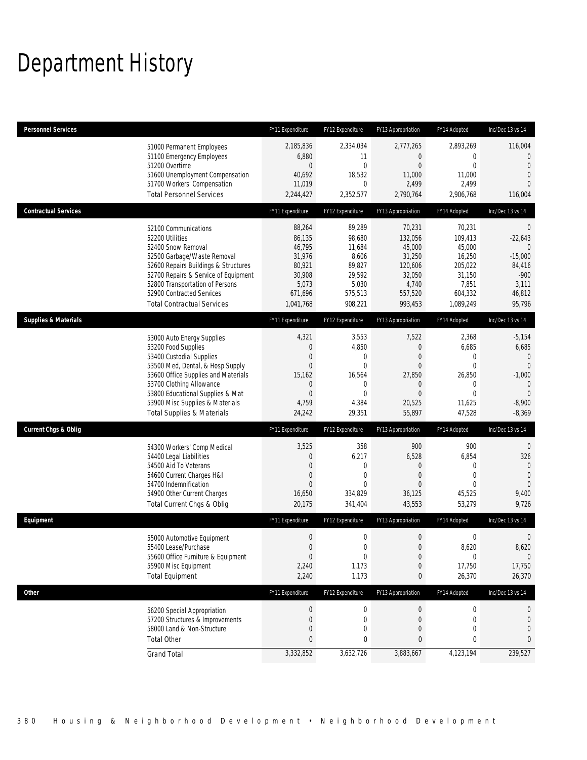# Department History

| Personnel Services | FY11 Expenditure | FY12 Expenditure | FY13 Appropriation | FY14 Adopted | Inc/Dec 13 vs 14 |
|---|---|---|---|---|---|
| 51000 Permanent Employees | 2,185,836 | 2,334,034 | 2,777,265 | 2,893,269 | 116,004 |
| 51100 Emergency Employees | 6,880 | 11 | 0 | 0 | 0 |
| 51200 Overtime | 0 | 0 | 0 | 0 | 0 |
| 51600 Unemployment Compensation | 40,692 | 18,532 | 11,000 | 11,000 | 0 |
| 51700 Workers' Compensation | 11,019 | 0 | 2,499 | 2,499 | 0 |
| Total Personnel Services | 2,244,427 | 2,352,577 | 2,790,764 | 2,906,768 | 116,004 |
| **Contractual Services** | **FY11 Expenditure** | **FY12 Expenditure** | **FY13 Appropriation** | **FY14 Adopted** | **Inc/Dec 13 vs 14** |
| 52100 Communications | 88,264 | 89,289 | 70,231 | 70,231 | 0 |
| 52200 Utilities | 86,135 | 98,680 | 132,056 | 109,413 | -22,643 |
| 52400 Snow Removal | 46,795 | 11,684 | 45,000 | 45,000 | 0 |
| 52500 Garbage/Waste Removal | 31,976 | 8,606 | 31,250 | 16,250 | -15,000 |
| 52600 Repairs Buildings & Structures | 80,921 | 89,827 | 120,606 | 205,022 | 84,416 |
| 52700 Repairs & Service of Equipment | 30,908 | 29,592 | 32,050 | 31,150 | -900 |
| 52800 Transportation of Persons | 5,073 | 5,030 | 4,740 | 7,851 | 3,111 |
| 52900 Contracted Services | 671,696 | 575,513 | 557,520 | 604,332 | 46,812 |
| Total Contractual Services | 1,041,768 | 908,221 | 993,453 | 1,089,249 | 95,796 |
| **Supplies & Materials** | **FY11 Expenditure** | **FY12 Expenditure** | **FY13 Appropriation** | **FY14 Adopted** | **Inc/Dec 13 vs 14** |
| 53000 Auto Energy Supplies | 4,321 | 3,553 | 7,522 | 2,368 | -5,154 |
| 53200 Food Supplies | 0 | 4,850 | 0 | 6,685 | 6,685 |
| 53400 Custodial Supplies | 0 | 0 | 0 | 0 | 0 |
| 53500 Med, Dental, & Hosp Supply | 0 | 0 | 0 | 0 | 0 |
| 53600 Office Supplies and Materials | 15,162 | 16,564 | 27,850 | 26,850 | -1,000 |
| 53700 Clothing Allowance | 0 | 0 | 0 | 0 | 0 |
| 53800 Educational Supplies & Mat | 0 | 0 | 0 | 0 | 0 |
| 53900 Misc Supplies & Materials | 4,759 | 4,384 | 20,525 | 11,625 | -8,900 |
| Total Supplies & Materials | 24,242 | 29,351 | 55,897 | 47,528 | -8,369 |
| **Current Chgs & Oblig** | **FY11 Expenditure** | **FY12 Expenditure** | **FY13 Appropriation** | **FY14 Adopted** | **Inc/Dec 13 vs 14** |
| 54300 Workers' Comp Medical | 3,525 | 358 | 900 | 900 | 0 |
| 54400 Legal Liabilities | 0 | 6,217 | 6,528 | 6,854 | 326 |
| 54500 Aid To Veterans | 0 | 0 | 0 | 0 | 0 |
| 54600 Current Charges H&I | 0 | 0 | 0 | 0 | 0 |
| 54700 Indemnification | 0 | 0 | 0 | 0 | 0 |
| 54900 Other Current Charges | 16,650 | 334,829 | 36,125 | 45,525 | 9,400 |
| Total Current Chgs & Oblig | 20,175 | 341,404 | 43,553 | 53,279 | 9,726 |
| **Equipment** | **FY11 Expenditure** | **FY12 Expenditure** | **FY13 Appropriation** | **FY14 Adopted** | **Inc/Dec 13 vs 14** |
| 55000 Automotive Equipment | 0 | 0 | 0 | 0 | 0 |
| 55400 Lease/Purchase | 0 | 0 | 0 | 8,620 | 8,620 |
| 55600 Office Furniture & Equipment | 0 | 0 | 0 | 0 | 0 |
| 55900 Misc Equipment | 2,240 | 1,173 | 0 | 17,750 | 17,750 |
| Total Equipment | 2,240 | 1,173 | 0 | 26,370 | 26,370 |
| **Other** | **FY11 Expenditure** | **FY12 Expenditure** | **FY13 Appropriation** | **FY14 Adopted** | **Inc/Dec 13 vs 14** |
| 56200 Special Appropriation | 0 | 0 | 0 | 0 | 0 |
| 57200 Structures & Improvements | 0 | 0 | 0 | 0 | 0 |
| 58000 Land & Non-Structure | 0 | 0 | 0 | 0 | 0 |
| Total Other | 0 | 0 | 0 | 0 | 0 |
| Grand Total | 3,332,852 | 3,632,726 | 3,883,667 | 4,123,194 | 239,527 |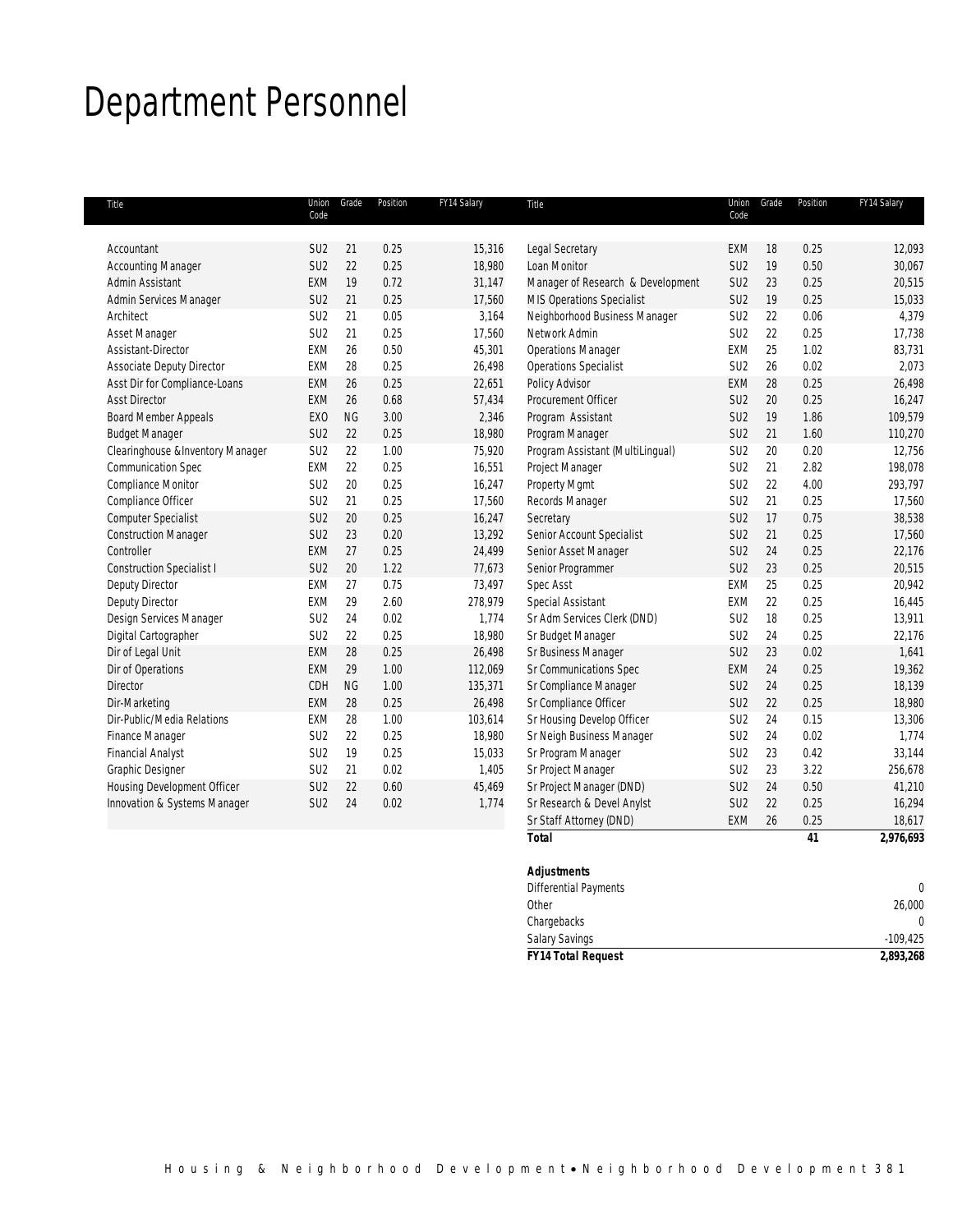# Department Personnel

| Title | Union Code | Grade | Position | FY14 Salary |
|---|---|---|---|---|
| Accountant | SU2 | 21 | 0.25 | 15,316 |
| Accounting Manager | SU2 | 22 | 0.25 | 18,980 |
| Admin Assistant | EXM | 19 | 0.72 | 31,147 |
| Admin Services Manager | SU2 | 21 | 0.25 | 17,560 |
| Architect | SU2 | 21 | 0.05 | 3,164 |
| Asset Manager | SU2 | 21 | 0.25 | 17,560 |
| Assistant-Director | EXM | 26 | 0.50 | 45,301 |
| Associate Deputy Director | EXM | 28 | 0.25 | 26,498 |
| Asst Dir for Compliance-Loans | EXM | 26 | 0.25 | 22,651 |
| Asst Director | EXM | 26 | 0.68 | 57,434 |
| Board Member Appeals | EXO | NG | 3.00 | 2,346 |
| Budget Manager | SU2 | 22 | 0.25 | 18,980 |
| Clearinghouse &Inventory Manager | SU2 | 22 | 1.00 | 75,920 |
| Communication Spec | EXM | 22 | 0.25 | 16,551 |
| Compliance Monitor | SU2 | 20 | 0.25 | 16,247 |
| Compliance Officer | SU2 | 21 | 0.25 | 17,560 |
| Computer Specialist | SU2 | 20 | 0.25 | 16,247 |
| Construction Manager | SU2 | 23 | 0.20 | 13,292 |
| Controller | EXM | 27 | 0.25 | 24,499 |
| Construction Specialist I | SU2 | 20 | 1.22 | 77,673 |
| Deputy Director | EXM | 27 | 0.75 | 73,497 |
| Deputy Director | EXM | 29 | 2.60 | 278,979 |
| Design Services Manager | SU2 | 24 | 0.02 | 1,774 |
| Digital Cartographer | SU2 | 22 | 0.25 | 18,980 |
| Dir of Legal Unit | EXM | 28 | 0.25 | 26,498 |
| Dir of Operations | EXM | 29 | 1.00 | 112,069 |
| Director | CDH | NG | 1.00 | 135,371 |
| Dir-Marketing | EXM | 28 | 0.25 | 26,498 |
| Dir-Public/Media Relations | EXM | 28 | 1.00 | 103,614 |
| Finance Manager | SU2 | 22 | 0.25 | 18,980 |
| Financial Analyst | SU2 | 19 | 0.25 | 15,033 |
| Graphic Designer | SU2 | 21 | 0.02 | 1,405 |
| Housing Development Officer | SU2 | 22 | 0.60 | 45,469 |
| Innovation & Systems Manager | SU2 | 24 | 0.02 | 1,774 |
| Legal Secretary | EXM | 18 | 0.25 | 12,093 |
| Loan Monitor | SU2 | 19 | 0.50 | 30,067 |
| Manager of Research & Development | SU2 | 23 | 0.25 | 20,515 |
| MIS Operations Specialist | SU2 | 19 | 0.25 | 15,033 |
| Neighborhood Business Manager | SU2 | 22 | 0.06 | 4,379 |
| Network Admin | SU2 | 22 | 0.25 | 17,738 |
| Operations Manager | EXM | 25 | 1.02 | 83,731 |
| Operations Specialist | SU2 | 26 | 0.02 | 2,073 |
| Policy Advisor | EXM | 28 | 0.25 | 26,498 |
| Procurement Officer | SU2 | 20 | 0.25 | 16,247 |
| Program Assistant | SU2 | 19 | 1.86 | 109,579 |
| Program Manager | SU2 | 21 | 1.60 | 110,270 |
| Program Assistant (MultiLingual) | SU2 | 20 | 0.20 | 12,756 |
| Project Manager | SU2 | 21 | 2.82 | 198,078 |
| Property Mgmt | SU2 | 22 | 4.00 | 293,797 |
| Records Manager | SU2 | 21 | 0.25 | 17,560 |
| Secretary | SU2 | 17 | 0.75 | 38,538 |
| Senior Account Specialist | SU2 | 21 | 0.25 | 17,560 |
| Senior Asset Manager | SU2 | 24 | 0.25 | 22,176 |
| Senior Programmer | SU2 | 23 | 0.25 | 20,515 |
| Spec Asst | EXM | 25 | 0.25 | 20,942 |
| Special Assistant | EXM | 22 | 0.25 | 16,445 |
| Sr Adm Services Clerk (DND) | SU2 | 18 | 0.25 | 13,911 |
| Sr Budget Manager | SU2 | 24 | 0.25 | 22,176 |
| Sr Business Manager | SU2 | 23 | 0.02 | 1,641 |
| Sr Communications Spec | EXM | 24 | 0.25 | 19,362 |
| Sr Compliance Manager | SU2 | 24 | 0.25 | 18,139 |
| Sr Compliance Officer | SU2 | 22 | 0.25 | 18,980 |
| Sr Housing Develop Officer | SU2 | 24 | 0.15 | 13,306 |
| Sr Neigh Business Manager | SU2 | 24 | 0.02 | 1,774 |
| Sr Program Manager | SU2 | 23 | 0.42 | 33,144 |
| Sr Project Manager | SU2 | 23 | 3.22 | 256,678 |
| Sr Project Manager (DND) | SU2 | 24 | 0.50 | 41,210 |
| Sr Research & Devel Anylst | SU2 | 22 | 0.25 | 16,294 |
| Sr Staff Attorney (DND) | EXM | 26 | 0.25 | 18,617 |
| **Total** | | | **41** | **2,976,693** |

| **Adjustments** | |
|---|---|
| Differential Payments | 0 |
| Other | 26,000 |
| Chargebacks | 0 |
| Salary Savings | -109,425 |
| ***FY14 Total Request*** | **2,893,268** |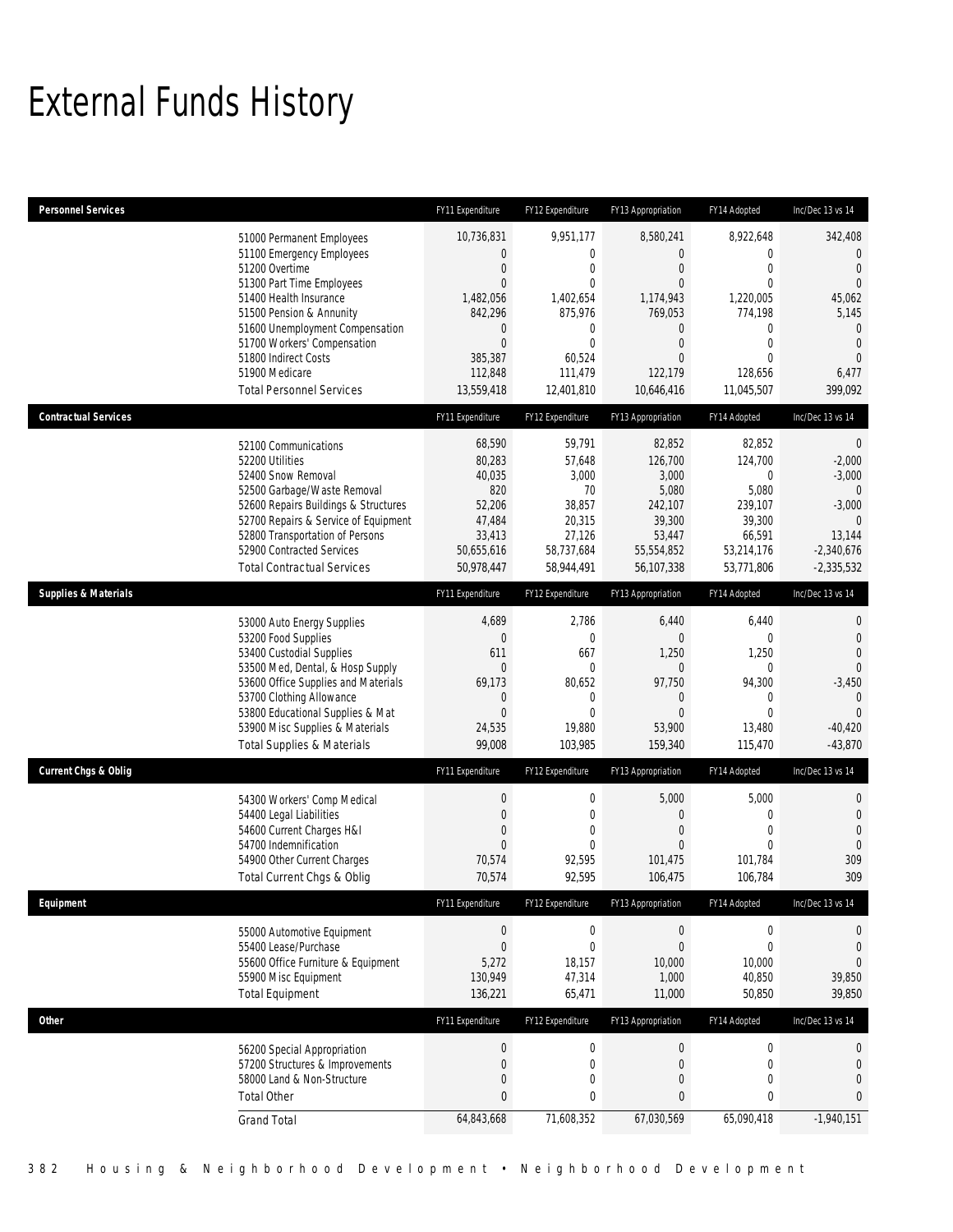# External Funds History

| Personnel Services | FY11 Expenditure | FY12 Expenditure | FY13 Appropriation | FY14 Adopted | Inc/Dec 13 vs 14 |
|---|---|---|---|---|---|
| 51000 Permanent Employees | 10,736,831 | 9,951,177 | 8,580,241 | 8,922,648 | 342,408 |
| 51100 Emergency Employees | 0 | 0 | 0 | 0 | 0 |
| 51200 Overtime | 0 | 0 | 0 | 0 | 0 |
| 51300 Part Time Employees | 0 | 0 | 0 | 0 | 0 |
| 51400 Health Insurance | 1,482,056 | 1,402,654 | 1,174,943 | 1,220,005 | 45,062 |
| 51500 Pension & Annunity | 842,296 | 875,976 | 769,053 | 774,198 | 5,145 |
| 51600 Unemployment Compensation | 0 | 0 | 0 | 0 | 0 |
| 51700 Workers' Compensation | 0 | 0 | 0 | 0 | 0 |
| 51800 Indirect Costs | 385,387 | 60,524 | 0 | 0 | 0 |
| 51900 Medicare | 112,848 | 111,479 | 122,179 | 128,656 | 6,477 |
| Total Personnel Services | 13,559,418 | 12,401,810 | 10,646,416 | 11,045,507 | 399,092 |

| Contractual Services | FY11 Expenditure | FY12 Expenditure | FY13 Appropriation | FY14 Adopted | Inc/Dec 13 vs 14 |
|---|---|---|---|---|---|
| 52100 Communications | 68,590 | 59,791 | 82,852 | 82,852 | 0 |
| 52200 Utilities | 80,283 | 57,648 | 126,700 | 124,700 | -2,000 |
| 52400 Snow Removal | 40,035 | 3,000 | 3,000 | 0 | -3,000 |
| 52500 Garbage/Waste Removal | 820 | 70 | 5,080 | 5,080 | 0 |
| 52600 Repairs Buildings & Structures | 52,206 | 38,857 | 242,107 | 239,107 | -3,000 |
| 52700 Repairs & Service of Equipment | 47,484 | 20,315 | 39,300 | 39,300 | 0 |
| 52800 Transportation of Persons | 33,413 | 27,126 | 53,447 | 66,591 | 13,144 |
| 52900 Contracted Services | 50,655,616 | 58,737,684 | 55,554,852 | 53,214,176 | -2,340,676 |
| Total Contractual Services | 50,978,447 | 58,944,491 | 56,107,338 | 53,771,806 | -2,335,532 |

| Supplies & Materials | FY11 Expenditure | FY12 Expenditure | FY13 Appropriation | FY14 Adopted | Inc/Dec 13 vs 14 |
|---|---|---|---|---|---|
| 53000 Auto Energy Supplies | 4,689 | 2,786 | 6,440 | 6,440 | 0 |
| 53200 Food Supplies | 0 | 0 | 0 | 0 | 0 |
| 53400 Custodial Supplies | 611 | 667 | 1,250 | 1,250 | 0 |
| 53500 Med, Dental, & Hosp Supply | 0 | 0 | 0 | 0 | 0 |
| 53600 Office Supplies and Materials | 69,173 | 80,652 | 97,750 | 94,300 | -3,450 |
| 53700 Clothing Allowance | 0 | 0 | 0 | 0 | 0 |
| 53800 Educational Supplies & Mat | 0 | 0 | 0 | 0 | 0 |
| 53900 Misc Supplies & Materials | 24,535 | 19,880 | 53,900 | 13,480 | -40,420 |
| Total Supplies & Materials | 99,008 | 103,985 | 159,340 | 115,470 | -43,870 |

| Current Chgs & Oblig | FY11 Expenditure | FY12 Expenditure | FY13 Appropriation | FY14 Adopted | Inc/Dec 13 vs 14 |
|---|---|---|---|---|---|
| 54300 Workers' Comp Medical | 0 | 0 | 5,000 | 5,000 | 0 |
| 54400 Legal Liabilities | 0 | 0 | 0 | 0 | 0 |
| 54600 Current Charges H&I | 0 | 0 | 0 | 0 | 0 |
| 54700 Indemnification | 0 | 0 | 0 | 0 | 0 |
| 54900 Other Current Charges | 70,574 | 92,595 | 101,475 | 101,784 | 309 |
| Total Current Chgs & Oblig | 70,574 | 92,595 | 106,475 | 106,784 | 309 |

| Equipment | FY11 Expenditure | FY12 Expenditure | FY13 Appropriation | FY14 Adopted | Inc/Dec 13 vs 14 |
|---|---|---|---|---|---|
| 55000 Automotive Equipment | 0 | 0 | 0 | 0 | 0 |
| 55400 Lease/Purchase | 0 | 0 | 0 | 0 | 0 |
| 55600 Office Furniture & Equipment | 5,272 | 18,157 | 10,000 | 10,000 | 0 |
| 55900 Misc Equipment | 130,949 | 47,314 | 1,000 | 40,850 | 39,850 |
| Total Equipment | 136,221 | 65,471 | 11,000 | 50,850 | 39,850 |

| Other | FY11 Expenditure | FY12 Expenditure | FY13 Appropriation | FY14 Adopted | Inc/Dec 13 vs 14 |
|---|---|---|---|---|---|
| 56200 Special Appropriation | 0 | 0 | 0 | 0 | 0 |
| 57200 Structures & Improvements | 0 | 0 | 0 | 0 | 0 |
| 58000 Land & Non-Structure | 0 | 0 | 0 | 0 | 0 |
| Total Other | 0 | 0 | 0 | 0 | 0 |
| Grand Total | 64,843,668 | 71,608,352 | 67,030,569 | 65,090,418 | -1,940,151 |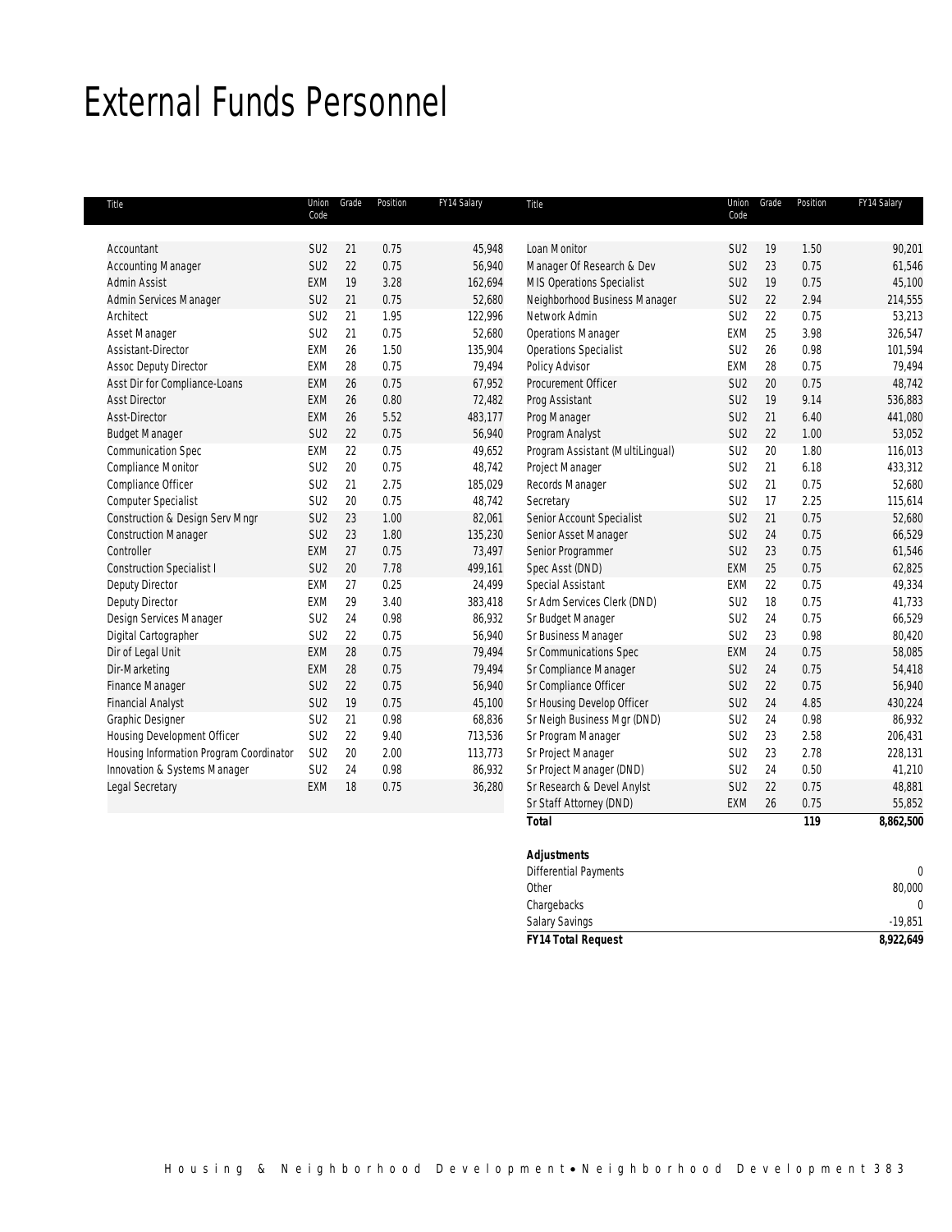# External Funds Personnel

| Title | Union Code | Grade | Position | FY14 Salary |
|---|---|---|---|---|
| Accountant | SU2 | 21 | 0.75 | 45,948 |
| Accounting Manager | SU2 | 22 | 0.75 | 56,940 |
| Admin Assist | EXM | 19 | 3.28 | 162,694 |
| Admin Services Manager | SU2 | 21 | 0.75 | 52,680 |
| Architect | SU2 | 21 | 1.95 | 122,996 |
| Asset Manager | SU2 | 21 | 0.75 | 52,680 |
| Assistant-Director | EXM | 26 | 1.50 | 135,904 |
| Assoc Deputy Director | EXM | 28 | 0.75 | 79,494 |
| Asst Dir for Compliance-Loans | EXM | 26 | 0.75 | 67,952 |
| Asst Director | EXM | 26 | 0.80 | 72,482 |
| Asst-Director | EXM | 26 | 5.52 | 483,177 |
| Budget Manager | SU2 | 22 | 0.75 | 56,940 |
| Communication Spec | EXM | 22 | 0.75 | 49,652 |
| Compliance Monitor | SU2 | 20 | 0.75 | 48,742 |
| Compliance Officer | SU2 | 21 | 2.75 | 185,029 |
| Computer Specialist | SU2 | 20 | 0.75 | 48,742 |
| Construction & Design Serv Mngr | SU2 | 23 | 1.00 | 82,061 |
| Construction Manager | SU2 | 23 | 1.80 | 135,230 |
| Controller | EXM | 27 | 0.75 | 73,497 |
| Construction Specialist I | SU2 | 20 | 7.78 | 499,161 |
| Deputy Director | EXM | 27 | 0.25 | 24,499 |
| Deputy Director | EXM | 29 | 3.40 | 383,418 |
| Design Services Manager | SU2 | 24 | 0.98 | 86,932 |
| Digital Cartographer | SU2 | 22 | 0.75 | 56,940 |
| Dir of Legal Unit | EXM | 28 | 0.75 | 79,494 |
| Dir-Marketing | EXM | 28 | 0.75 | 79,494 |
| Finance Manager | SU2 | 22 | 0.75 | 56,940 |
| Financial Analyst | SU2 | 19 | 0.75 | 45,100 |
| Graphic Designer | SU2 | 21 | 0.98 | 68,836 |
| Housing Development Officer | SU2 | 22 | 9.40 | 713,536 |
| Housing Information Program Coordinator | SU2 | 20 | 2.00 | 113,773 |
| Innovation & Systems Manager | SU2 | 24 | 0.98 | 86,932 |
| Legal Secretary | EXM | 18 | 0.75 | 36,280 |
| Loan Monitor | SU2 | 19 | 1.50 | 90,201 |
| Manager Of Research & Dev | SU2 | 23 | 0.75 | 61,546 |
| MIS Operations Specialist | SU2 | 19 | 0.75 | 45,100 |
| Neighborhood Business Manager | SU2 | 22 | 2.94 | 214,555 |
| Network Admin | SU2 | 22 | 0.75 | 53,213 |
| Operations Manager | EXM | 25 | 3.98 | 326,547 |
| Operations Specialist | SU2 | 26 | 0.98 | 101,594 |
| Policy Advisor | EXM | 28 | 0.75 | 79,494 |
| Procurement Officer | SU2 | 20 | 0.75 | 48,742 |
| Prog Assistant | SU2 | 19 | 9.14 | 536,883 |
| Prog Manager | SU2 | 21 | 6.40 | 441,080 |
| Program Analyst | SU2 | 22 | 1.00 | 53,052 |
| Program Assistant (MultiLingual) | SU2 | 20 | 1.80 | 116,013 |
| Project Manager | SU2 | 21 | 6.18 | 433,312 |
| Records Manager | SU2 | 21 | 0.75 | 52,680 |
| Secretary | SU2 | 17 | 2.25 | 115,614 |
| Senior Account Specialist | SU2 | 21 | 0.75 | 52,680 |
| Senior Asset Manager | SU2 | 24 | 0.75 | 66,529 |
| Senior Programmer | SU2 | 23 | 0.75 | 61,546 |
| Spec Asst (DND) | EXM | 25 | 0.75 | 62,825 |
| Special Assistant | EXM | 22 | 0.75 | 49,334 |
| Sr Adm Services Clerk (DND) | SU2 | 18 | 0.75 | 41,733 |
| Sr Budget Manager | SU2 | 24 | 0.75 | 66,529 |
| Sr Business Manager | SU2 | 23 | 0.98 | 80,420 |
| Sr Communications Spec | EXM | 24 | 0.75 | 58,085 |
| Sr Compliance Manager | SU2 | 24 | 0.75 | 54,418 |
| Sr Compliance Officer | SU2 | 22 | 0.75 | 56,940 |
| Sr Housing Develop Officer | SU2 | 24 | 4.85 | 430,224 |
| Sr Neigh Business Mgr (DND) | SU2 | 24 | 0.98 | 86,932 |
| Sr Program Manager | SU2 | 23 | 2.58 | 206,431 |
| Sr Project Manager | SU2 | 23 | 2.78 | 228,131 |
| Sr Project Manager (DND) | SU2 | 24 | 0.50 | 41,210 |
| Sr Research & Devel Anylst | SU2 | 22 | 0.75 | 48,881 |
| Sr Staff Attorney (DND) | EXM | 26 | 0.75 | 55,852 |
| **Total** | | | **119** | **8,862,500** |

| **Adjustments** | |
|---|---|
| Differential Payments | 0 |
| Other | 80,000 |
| Chargebacks | 0 |
| Salary Savings | -19,851 |
| ***FY14 Total Request*** | **8,922,649** |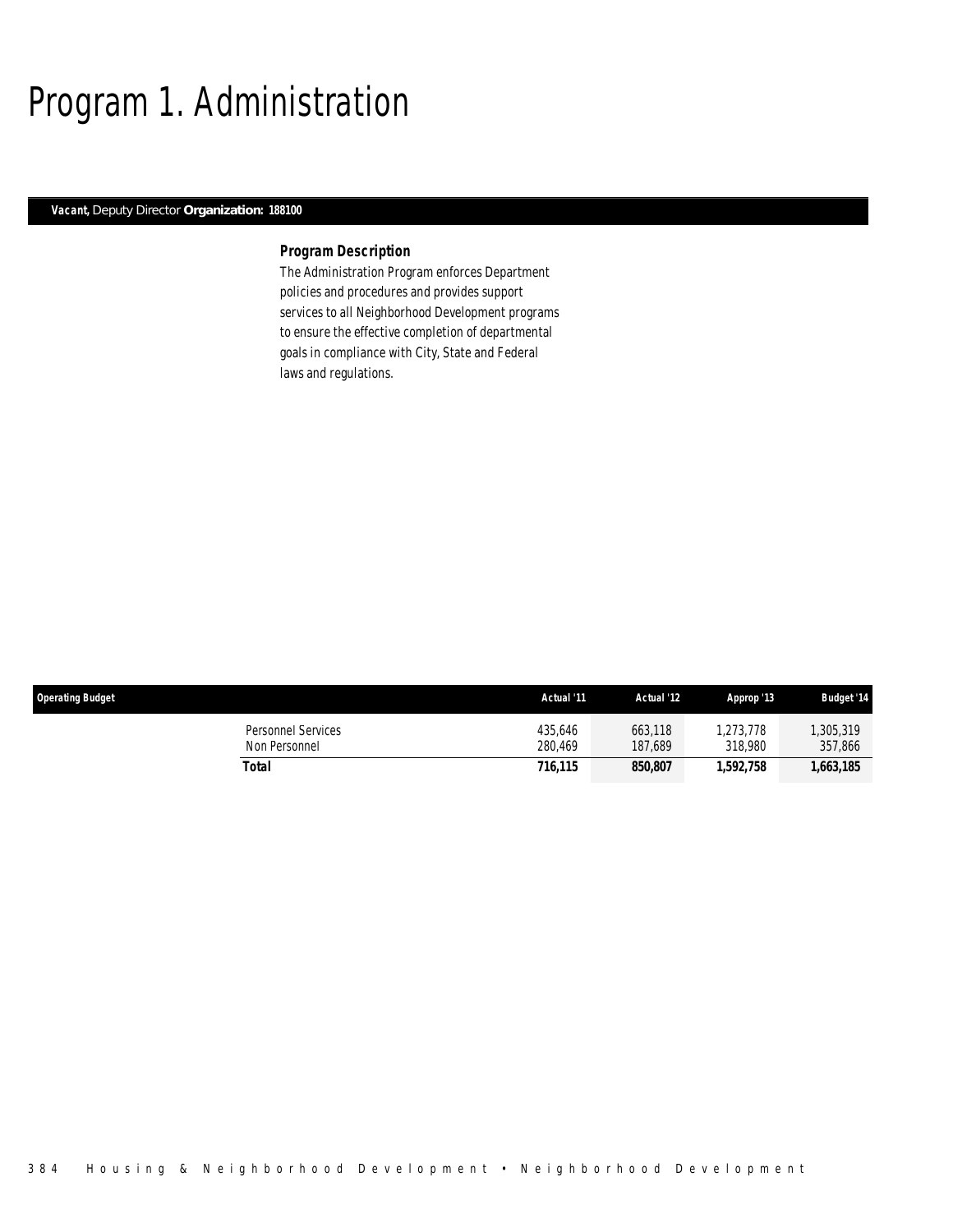# Program 1. Administration

***Vacant,*** Deputy Director **Organization: 188100**

### Program Description

The Administration Program enforces Department policies and procedures and provides support services to all Neighborhood Development programs to ensure the effective completion of departmental goals in compliance with City, State and Federal laws and regulations.

| Operating Budget | Actual '11 | Actual '12 | Approp '13 | Budget '14 |
|---|---|---|---|---|
| Personnel Services | 435,646 | 663,118 | 1,273,778 | 1,305,319 |
| Non Personnel | 280,469 | 187,689 | 318,980 | 357,866 |
| **Total** | **716,115** | **850,807** | **1,592,758** | **1,663,185** |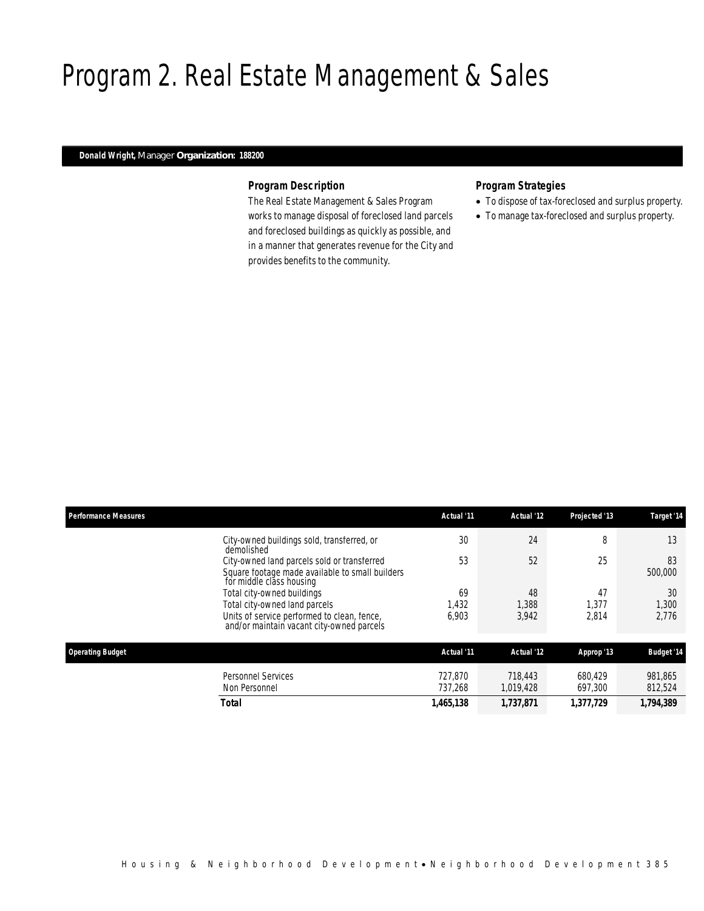# Program 2. Real Estate Management & Sales

**Donald Wright,** Manager **Organization: 188200**

### Program Description

The Real Estate Management & Sales Program works to manage disposal of foreclosed land parcels and foreclosed buildings as quickly as possible, and in a manner that generates revenue for the City and provides benefits to the community.

### Program Strategies

- To dispose of tax-foreclosed and surplus property.
- To manage tax-foreclosed and surplus property.

| Performance Measures | Actual '11 | Actual '12 | Projected '13 | Target '14 |
|---|---|---|---|---|
| City-owned buildings sold, transferred, or demolished | 30 | 24 | 8 | 13 |
| City-owned land parcels sold or transferred | 53 | 52 | 25 | 83 |
| Square footage made available to small builders for middle class housing | | | | 500,000 |
| Total city-owned buildings | 69 | 48 | 47 | 30 |
| Total city-owned land parcels | 1,432 | 1,388 | 1,377 | 1,300 |
| Units of service performed to clean, fence, and/or maintain vacant city-owned parcels | 6,903 | 3,942 | 2,814 | 2,776 |

| Operating Budget | Actual '11 | Actual '12 | Approp '13 | Budget '14 |
|---|---|---|---|---|
| Personnel Services | 727,870 | 718,443 | 680,429 | 981,865 |
| Non Personnel | 737,268 | 1,019,428 | 697,300 | 812,524 |
| **Total** | **1,465,138** | **1,737,871** | **1,377,729** | **1,794,389** |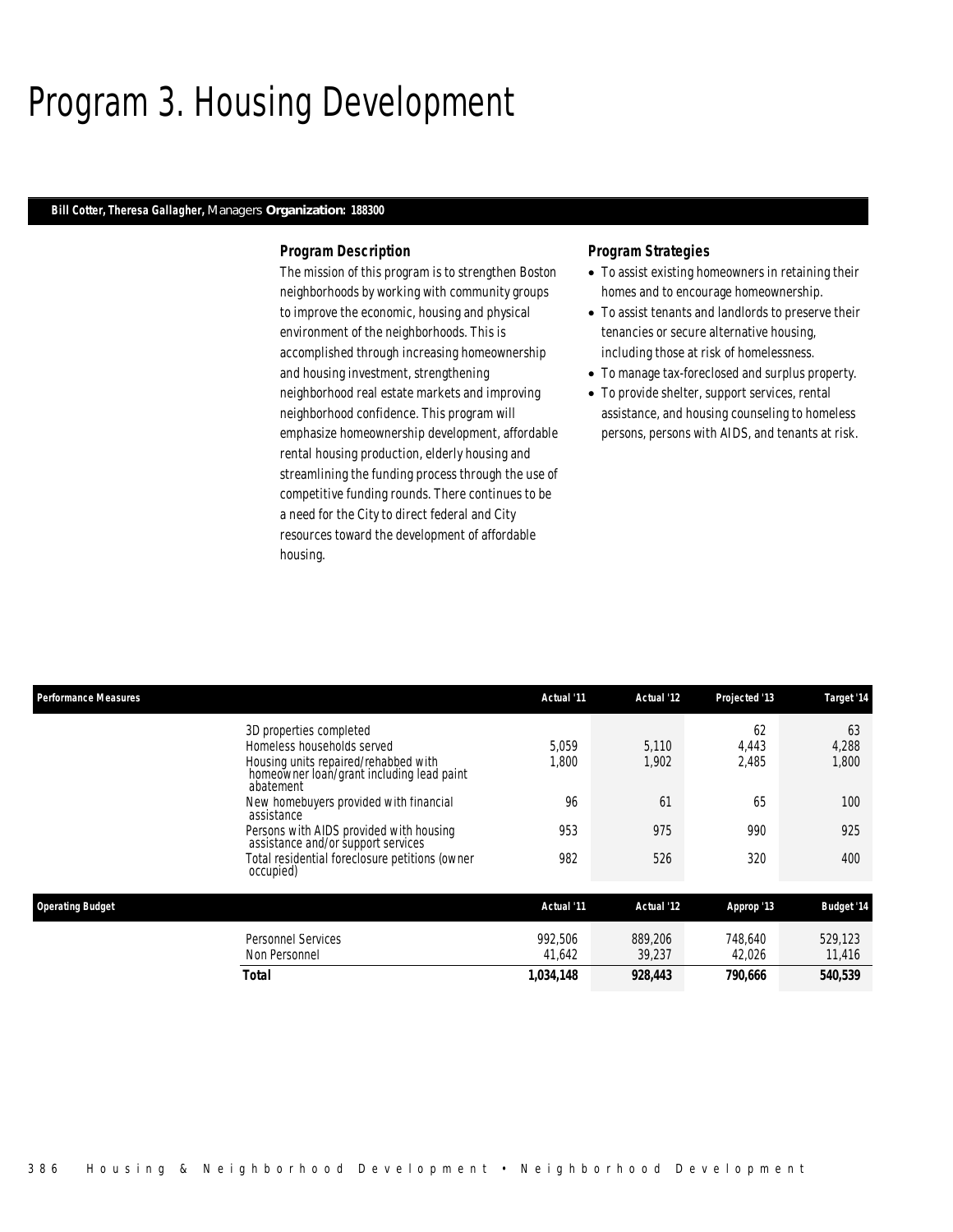# Program 3. Housing Development

**Bill Cotter, Theresa Gallagher,** Managers **Organization: 188300**

### Program Description

The mission of this program is to strengthen Boston neighborhoods by working with community groups to improve the economic, housing and physical environment of the neighborhoods. This is accomplished through increasing homeownership and housing investment, strengthening neighborhood real estate markets and improving neighborhood confidence. This program will emphasize homeownership development, affordable rental housing production, elderly housing and streamlining the funding process through the use of competitive funding rounds. There continues to be a need for the City to direct federal and City resources toward the development of affordable housing.

### Program Strategies

- To assist existing homeowners in retaining their homes and to encourage homeownership.
- To assist tenants and landlords to preserve their tenancies or secure alternative housing, including those at risk of homelessness.
- To manage tax-foreclosed and surplus property.
- To provide shelter, support services, rental assistance, and housing counseling to homeless persons, persons with AIDS, and tenants at risk.

| Performance Measures | Actual '11 | Actual '12 | Projected '13 | Target '14 |
|---|---|---|---|---|
| 3D properties completed | | | 62 | 63 |
| Homeless households served | 5,059 | 5,110 | 4,443 | 4,288 |
| Housing units repaired/rehabbed with homeowner loan/grant including lead paint abatement | 1,800 | 1,902 | 2,485 | 1,800 |
| New homebuyers provided with financial assistance | 96 | 61 | 65 | 100 |
| Persons with AIDS provided with housing assistance and/or support services | 953 | 975 | 990 | 925 |
| Total residential foreclosure petitions (owner occupied) | 982 | 526 | 320 | 400 |

| Operating Budget | Actual '11 | Actual '12 | Approp '13 | Budget '14 |
|---|---|---|---|---|
| Personnel Services | 992,506 | 889,206 | 748,640 | 529,123 |
| Non Personnel | 41,642 | 39,237 | 42,026 | 11,416 |
| **Total** | **1,034,148** | **928,443** | **790,666** | **540,539** |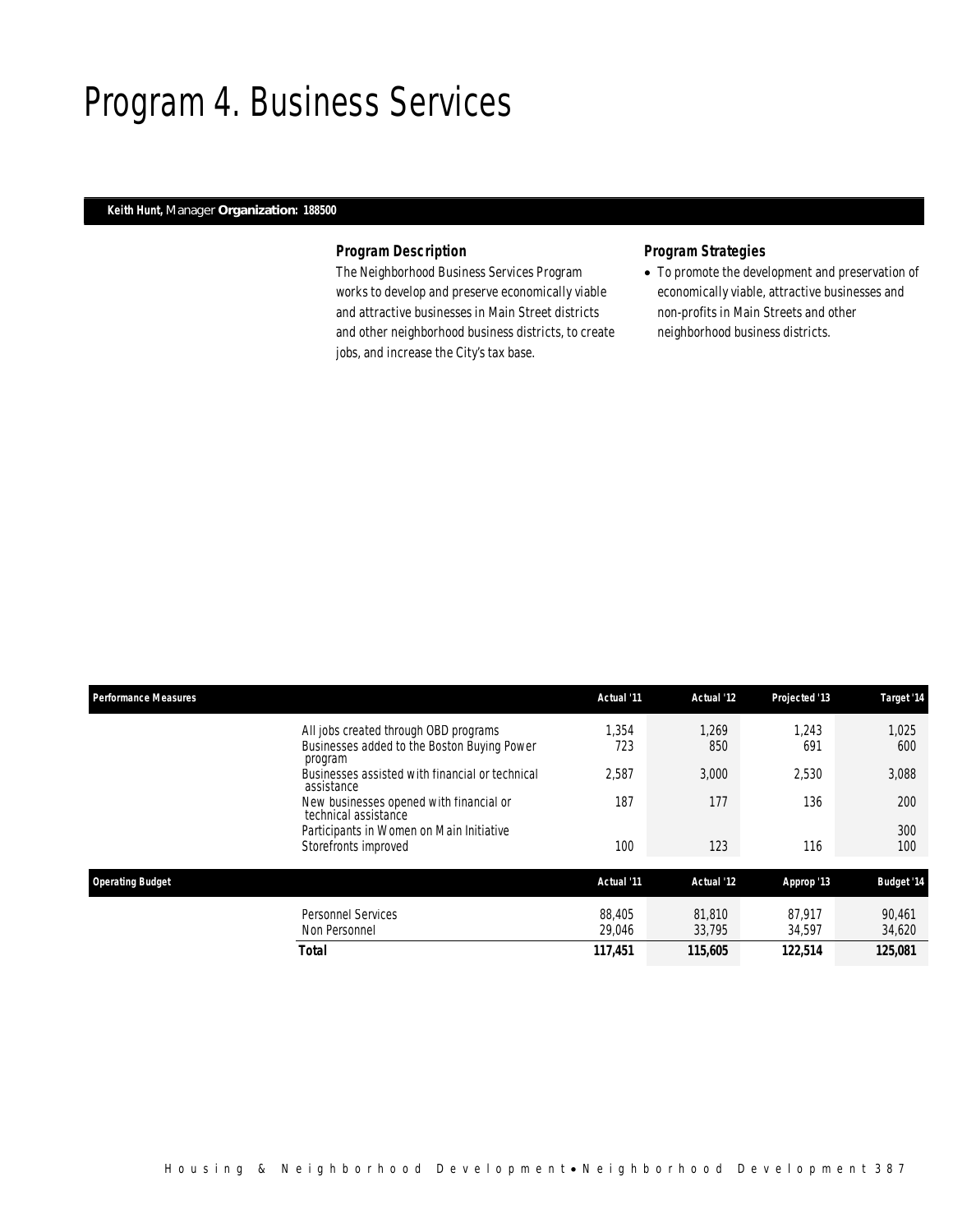# Program 4. Business Services

**Keith Hunt,** Manager **Organization: 188500**

### Program Description

The Neighborhood Business Services Program works to develop and preserve economically viable and attractive businesses in Main Street districts and other neighborhood business districts, to create jobs, and increase the City's tax base.

### Program Strategies

- To promote the development and preservation of economically viable, attractive businesses and non-profits in Main Streets and other neighborhood business districts.

| Performance Measures | Actual '11 | Actual '12 | Projected '13 | Target '14 |
|---|---|---|---|---|
| All jobs created through OBD programs | 1,354 | 1,269 | 1,243 | 1,025 |
| Businesses added to the Boston Buying Power program | 723 | 850 | 691 | 600 |
| Businesses assisted with financial or technical assistance | 2,587 | 3,000 | 2,530 | 3,088 |
| New businesses opened with financial or technical assistance | 187 | 177 | 136 | 200 |
| Participants in Women on Main Initiative | | | | 300 |
| Storefronts improved | 100 | 123 | 116 | 100 |

| Operating Budget | Actual '11 | Actual '12 | Approp '13 | Budget '14 |
|---|---|---|---|---|
| Personnel Services | 88,405 | 81,810 | 87,917 | 90,461 |
| Non Personnel | 29,046 | 33,795 | 34,597 | 34,620 |
| **Total** | **117,451** | **115,605** | **122,514** | **125,081** |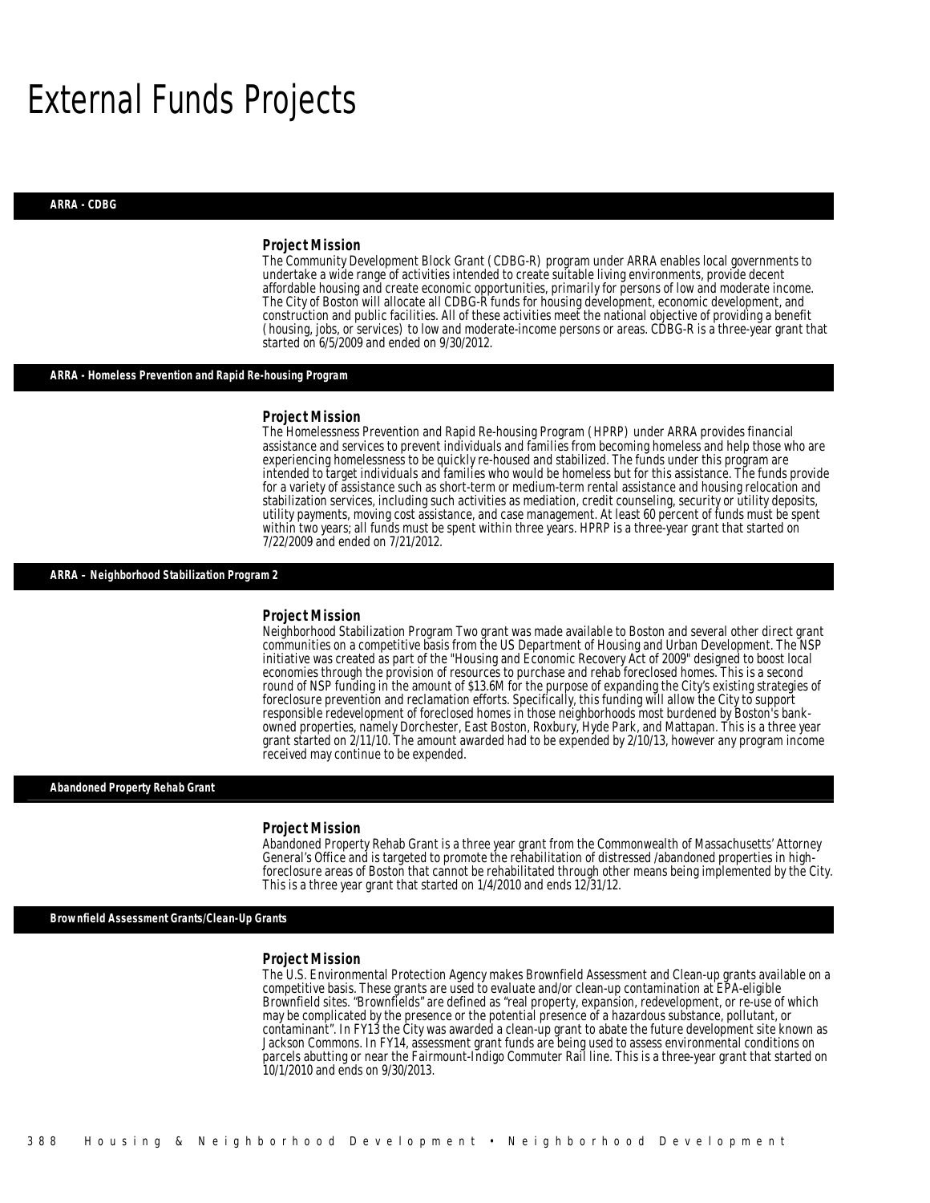# External Funds Projects

## ARRA - CDBG

### Project Mission

The Community Development Block Grant (CDBG-R) program under ARRA enables local governments to undertake a wide range of activities intended to create suitable living environments, provide decent affordable housing and create economic opportunities, primarily for persons of low and moderate income. The City of Boston will allocate all CDBG-R funds for housing development, economic development, and construction and public facilities. All of these activities meet the national objective of providing a benefit (housing, jobs, or services) to low and moderate-income persons or areas. CDBG-R is a three-year grant that started on 6/5/2009 and ended on 9/30/2012.

## ARRA - Homeless Prevention and Rapid Re-housing Program

### Project Mission

The Homelessness Prevention and Rapid Re-housing Program (HPRP) under ARRA provides financial assistance and services to prevent individuals and families from becoming homeless and help those who are experiencing homelessness to be quickly re-housed and stabilized. The funds under this program are intended to target individuals and families who would be homeless but for this assistance. The funds provide for a variety of assistance such as short-term or medium-term rental assistance and housing relocation and stabilization services, including such activities as mediation, credit counseling, security or utility deposits, utility payments, moving cost assistance, and case management. At least 60 percent of funds must be spent within two years; all funds must be spent within three years. HPRP is a three-year grant that started on 7/22/2009 and ended on 7/21/2012.

## ARRA – Neighborhood Stabilization Program 2

### Project Mission

Neighborhood Stabilization Program Two grant was made available to Boston and several other direct grant communities on a competitive basis from the US Department of Housing and Urban Development. The NSP initiative was created as part of the "Housing and Economic Recovery Act of 2009" designed to boost local economies through the provision of resources to purchase and rehab foreclosed homes. This is a second round of NSP funding in the amount of $13.6M for the purpose of expanding the City's existing strategies of foreclosure prevention and reclamation efforts. Specifically, this funding will allow the City to support responsible redevelopment of foreclosed homes in those neighborhoods most burdened by Boston's bank-owned properties, namely Dorchester, East Boston, Roxbury, Hyde Park, and Mattapan. This is a three year grant started on 2/11/10. The amount awarded had to be expended by 2/10/13, however any program income received may continue to be expended.

## Abandoned Property Rehab Grant

### Project Mission

Abandoned Property Rehab Grant is a three year grant from the Commonwealth of Massachusetts' Attorney General's Office and is targeted to promote the rehabilitation of distressed /abandoned properties in high-foreclosure areas of Boston that cannot be rehabilitated through other means being implemented by the City. This is a three year grant that started on 1/4/2010 and ends 12/31/12.

## Brownfield Assessment Grants/Clean-Up Grants

### Project Mission

The U.S. Environmental Protection Agency makes Brownfield Assessment and Clean-up grants available on a competitive basis. These grants are used to evaluate and/or clean-up contamination at EPA-eligible Brownfield sites. "Brownfields" are defined as "real property, expansion, redevelopment, or re-use of which may be complicated by the presence or the potential presence of a hazardous substance, pollutant, or contaminant". In FY13 the City was awarded a clean-up grant to abate the future development site known as Jackson Commons. In FY14, assessment grant funds are being used to assess environmental conditions on parcels abutting or near the Fairmount-Indigo Commuter Rail line. This is a three-year grant that started on 10/1/2010 and ends on 9/30/2013.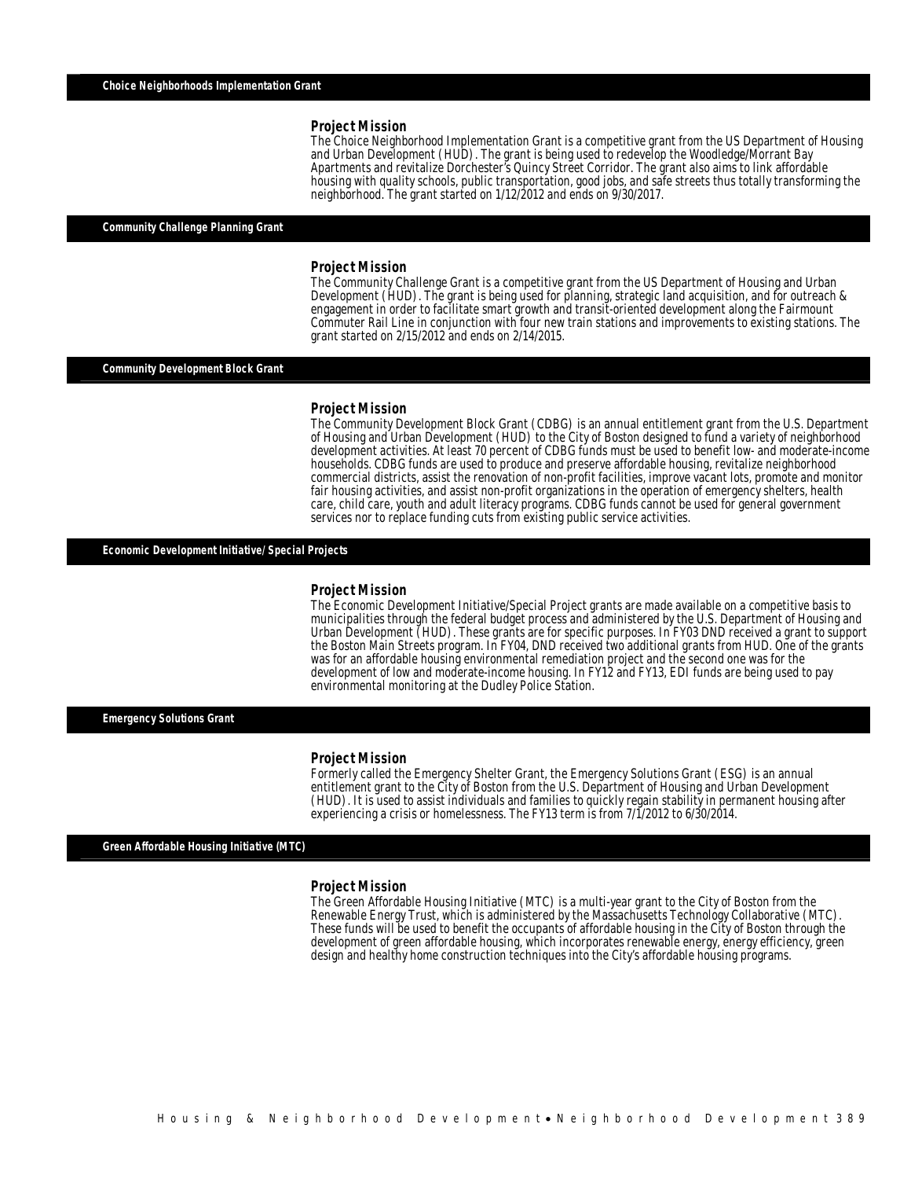## Choice Neighborhoods Implementation Grant

### Project Mission

The Choice Neighborhood Implementation Grant is a competitive grant from the US Department of Housing and Urban Development (HUD). The grant is being used to redevelop the Woodledge/Morrant Bay Apartments and revitalize Dorchester's Quincy Street Corridor. The grant also aims to link affordable housing with quality schools, public transportation, good jobs, and safe streets thus totally transforming the neighborhood. The grant started on 1/12/2012 and ends on 9/30/2017.

## Community Challenge Planning Grant

### Project Mission

The Community Challenge Grant is a competitive grant from the US Department of Housing and Urban Development (HUD). The grant is being used for planning, strategic land acquisition, and for outreach & engagement in order to facilitate smart growth and transit-oriented development along the Fairmount Commuter Rail Line in conjunction with four new train stations and improvements to existing stations. The grant started on 2/15/2012 and ends on 2/14/2015.

## Community Development Block Grant

### Project Mission

The Community Development Block Grant (CDBG) is an annual entitlement grant from the U.S. Department of Housing and Urban Development (HUD) to the City of Boston designed to fund a variety of neighborhood development activities. At least 70 percent of CDBG funds must be used to benefit low- and moderate-income households. CDBG funds are used to produce and preserve affordable housing, revitalize neighborhood commercial districts, assist the renovation of non-profit facilities, improve vacant lots, promote and monitor fair housing activities, and assist non-profit organizations in the operation of emergency shelters, health care, child care, youth and adult literacy programs. CDBG funds cannot be used for general government services nor to replace funding cuts from existing public service activities.

## Economic Development Initiative/ Special Projects

### Project Mission

The Economic Development Initiative/Special Project grants are made available on a competitive basis to municipalities through the federal budget process and administered by the U.S. Department of Housing and Urban Development (HUD). These grants are for specific purposes. In FY03 DND received a grant to support the Boston Main Streets program. In FY04, DND received two additional grants from HUD. One of the grants was for an affordable housing environmental remediation project and the second one was for the development of low and moderate-income housing. In FY12 and FY13, EDI funds are being used to pay environmental monitoring at the Dudley Police Station.

## Emergency Solutions Grant

### Project Mission

Formerly called the Emergency Shelter Grant, the Emergency Solutions Grant (ESG) is an annual entitlement grant to the City of Boston from the U.S. Department of Housing and Urban Development (HUD). It is used to assist individuals and families to quickly regain stability in permanent housing after experiencing a crisis or homelessness. The FY13 term is from 7/1/2012 to 6/30/2014.

## Green Affordable Housing Initiative (MTC)

### Project Mission

The Green Affordable Housing Initiative (MTC) is a multi-year grant to the City of Boston from the Renewable Energy Trust, which is administered by the Massachusetts Technology Collaborative (MTC). These funds will be used to benefit the occupants of affordable housing in the City of Boston through the development of green affordable housing, which incorporates renewable energy, energy efficiency, green design and healthy home construction techniques into the City's affordable housing programs.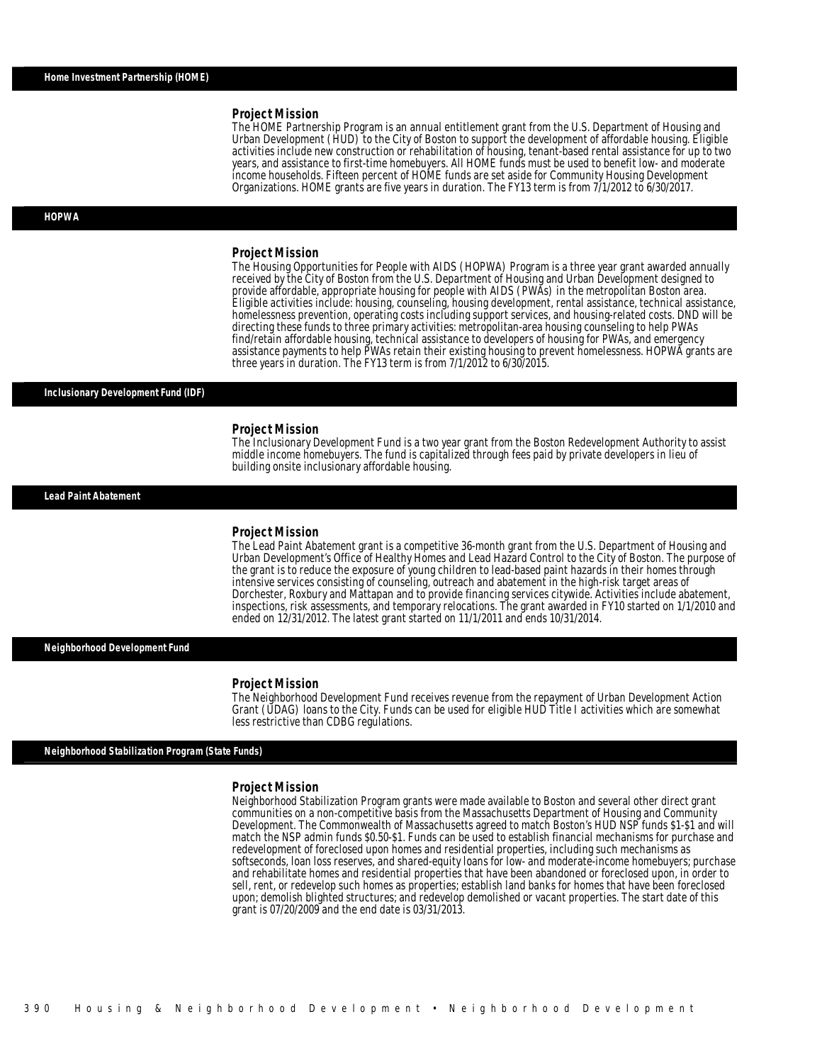## Home Investment Partnership (HOME)

### Project Mission

The HOME Partnership Program is an annual entitlement grant from the U.S. Department of Housing and Urban Development (HUD) to the City of Boston to support the development of affordable housing. Eligible activities include new construction or rehabilitation of housing, tenant-based rental assistance for up to two years, and assistance to first-time homebuyers. All HOME funds must be used to benefit low- and moderate income households. Fifteen percent of HOME funds are set aside for Community Housing Development Organizations. HOME grants are five years in duration. The FY13 term is from 7/1/2012 to 6/30/2017.

## HOPWA

### Project Mission

The Housing Opportunities for People with AIDS (HOPWA) Program is a three year grant awarded annually received by the City of Boston from the U.S. Department of Housing and Urban Development designed to provide affordable, appropriate housing for people with AIDS (PWAs) in the metropolitan Boston area. Eligible activities include: housing, counseling, housing development, rental assistance, technical assistance, homelessness prevention, operating costs including support services, and housing-related costs. DND will be directing these funds to three primary activities: metropolitan-area housing counseling to help PWAs find/retain affordable housing, technical assistance to developers of housing for PWAs, and emergency assistance payments to help PWAs retain their existing housing to prevent homelessness. HOPWA grants are three years in duration. The FY13 term is from 7/1/2012 to 6/30/2015.

## Inclusionary Development Fund (IDF)

### Project Mission

The Inclusionary Development Fund is a two year grant from the Boston Redevelopment Authority to assist middle income homebuyers. The fund is capitalized through fees paid by private developers in lieu of building onsite inclusionary affordable housing.

## Lead Paint Abatement

### Project Mission

The Lead Paint Abatement grant is a competitive 36-month grant from the U.S. Department of Housing and Urban Development's Office of Healthy Homes and Lead Hazard Control to the City of Boston. The purpose of the grant is to reduce the exposure of young children to lead-based paint hazards in their homes through intensive services consisting of counseling, outreach and abatement in the high-risk target areas of Dorchester, Roxbury and Mattapan and to provide financing services citywide. Activities include abatement, inspections, risk assessments, and temporary relocations. The grant awarded in FY10 started on 1/1/2010 and ended on 12/31/2012. The latest grant started on 11/1/2011 and ends 10/31/2014.

## Neighborhood Development Fund

### Project Mission

The Neighborhood Development Fund receives revenue from the repayment of Urban Development Action Grant (UDAG) loans to the City. Funds can be used for eligible HUD Title I activities which are somewhat less restrictive than CDBG regulations.

## Neighborhood Stabilization Program (State Funds)

### Project Mission

Neighborhood Stabilization Program grants were made available to Boston and several other direct grant communities on a non-competitive basis from the Massachusetts Department of Housing and Community Development. The Commonwealth of Massachusetts agreed to match Boston's HUD NSP funds \$1-\$1 and will match the NSP admin funds \$0.50-\$1. Funds can be used to establish financial mechanisms for purchase and redevelopment of foreclosed upon homes and residential properties, including such mechanisms as softseconds, loan loss reserves, and shared-equity loans for low- and moderate-income homebuyers; purchase and rehabilitate homes and residential properties that have been abandoned or foreclosed upon, in order to sell, rent, or redevelop such homes as properties; establish land banks for homes that have been foreclosed upon; demolish blighted structures; and redevelop demolished or vacant properties. The start date of this grant is 07/20/2009 and the end date is 03/31/2013.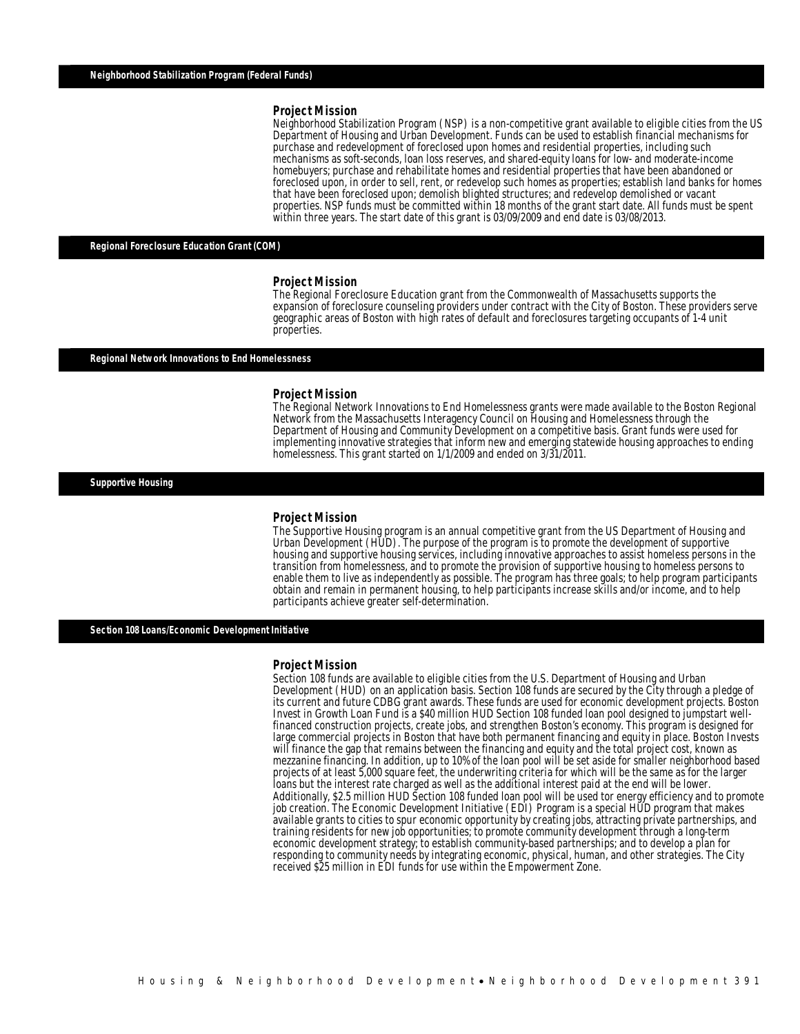## Neighborhood Stabilization Program (Federal Funds)

### Project Mission

Neighborhood Stabilization Program (NSP) is a non-competitive grant available to eligible cities from the US Department of Housing and Urban Development. Funds can be used to establish financial mechanisms for purchase and redevelopment of foreclosed upon homes and residential properties, including such mechanisms as soft-seconds, loan loss reserves, and shared-equity loans for low- and moderate-income homebuyers; purchase and rehabilitate homes and residential properties that have been abandoned or foreclosed upon, in order to sell, rent, or redevelop such homes as properties; establish land banks for homes that have been foreclosed upon; demolish blighted structures; and redevelop demolished or vacant properties. NSP funds must be committed within 18 months of the grant start date. All funds must be spent within three years. The start date of this grant is 03/09/2009 and end date is 03/08/2013.

## Regional Foreclosure Education Grant (COM)

### Project Mission

The Regional Foreclosure Education grant from the Commonwealth of Massachusetts supports the expansion of foreclosure counseling providers under contract with the City of Boston. These providers serve geographic areas of Boston with high rates of default and foreclosures targeting occupants of 1-4 unit properties.

## Regional Network Innovations to End Homelessness

### Project Mission

The Regional Network Innovations to End Homelessness grants were made available to the Boston Regional Network from the Massachusetts Interagency Council on Housing and Homelessness through the Department of Housing and Community Development on a competitive basis. Grant funds were used for implementing innovative strategies that inform new and emerging statewide housing approaches to ending homelessness. This grant started on 1/1/2009 and ended on 3/31/2011.

## Supportive Housing

### Project Mission

The Supportive Housing program is an annual competitive grant from the US Department of Housing and Urban Development (HUD). The purpose of the program is to promote the development of supportive housing and supportive housing services, including innovative approaches to assist homeless persons in the transition from homelessness, and to promote the provision of supportive housing to homeless persons to enable them to live as independently as possible. The program has three goals; to help program participants obtain and remain in permanent housing, to help participants increase skills and/or income, and to help participants achieve greater self-determination.

## Section 108 Loans/Economic Development Initiative

### Project Mission

Section 108 funds are available to eligible cities from the U.S. Department of Housing and Urban Development (HUD) on an application basis. Section 108 funds are secured by the City through a pledge of its current and future CDBG grant awards. These funds are used for economic development projects. Boston Invest in Growth Loan Fund is a $40 million HUD Section 108 funded loan pool designed to jumpstart well-financed construction projects, create jobs, and strengthen Boston's economy. This program is designed for large commercial projects in Boston that have both permanent financing and equity in place. Boston Invests will finance the gap that remains between the financing and equity and the total project cost, known as mezzanine financing. In addition, up to 10% of the loan pool will be set aside for smaller neighborhood based projects of at least 5,000 square feet, the underwriting criteria for which will be the same as for the larger loans but the interest rate charged as well as the additional interest paid at the end will be lower. Additionally, $2.5 million HUD Section 108 funded loan pool will be used tor energy efficiency and to promote job creation. The Economic Development Initiative (EDI) Program is a special HUD program that makes available grants to cities to spur economic opportunity by creating jobs, attracting private partnerships, and training residents for new job opportunities; to promote community development through a long-term economic development strategy; to establish community-based partnerships; and to develop a plan for responding to community needs by integrating economic, physical, human, and other strategies. The City received $25 million in EDI funds for use within the Empowerment Zone.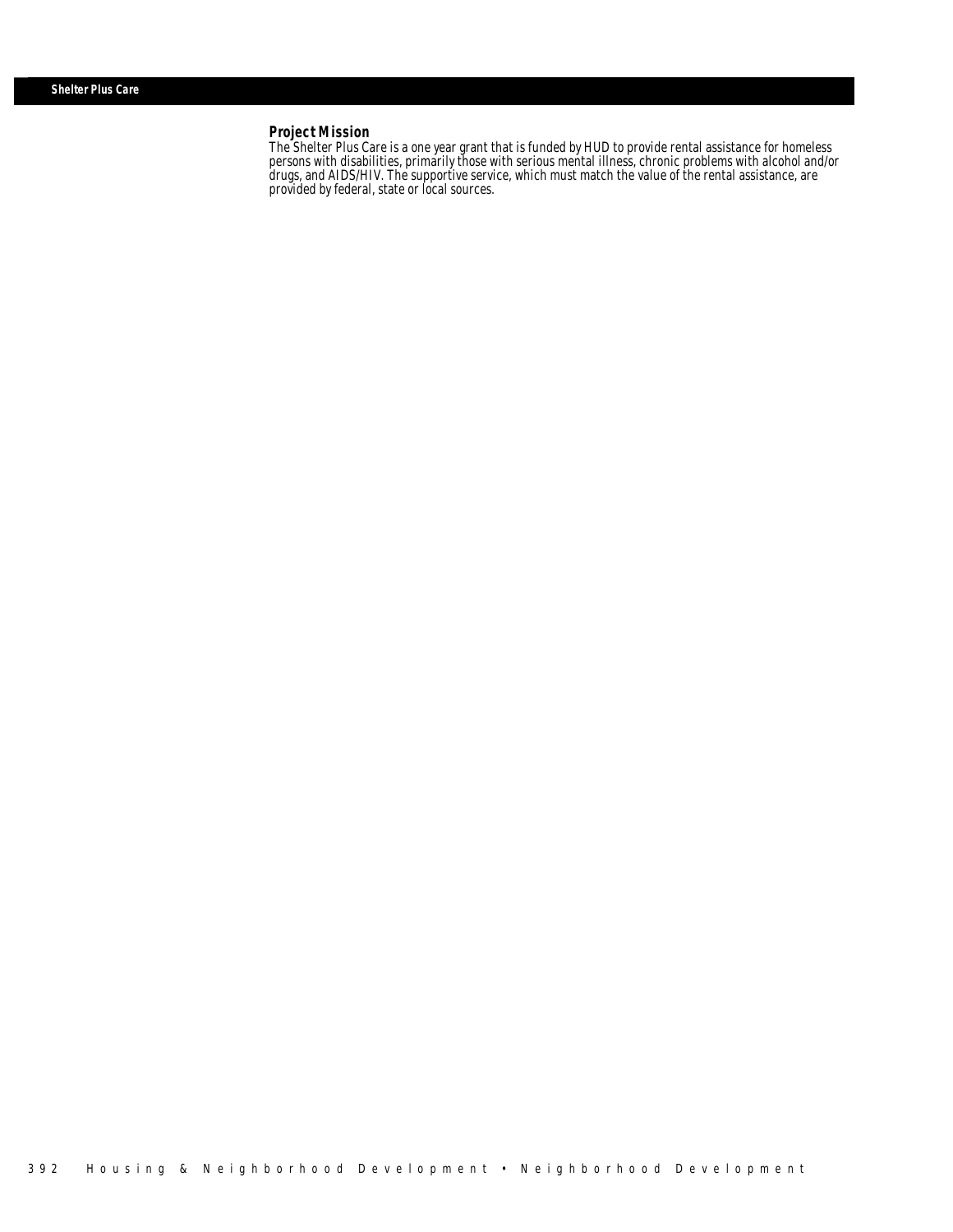# Shelter Plus Care

## Project Mission

The Shelter Plus Care is a one year grant that is funded by HUD to provide rental assistance for homeless persons with disabilities, primarily those with serious mental illness, chronic problems with alcohol and/or drugs, and AIDS/HIV. The supportive service, which must match the value of the rental assistance, are provided by federal, state or local sources.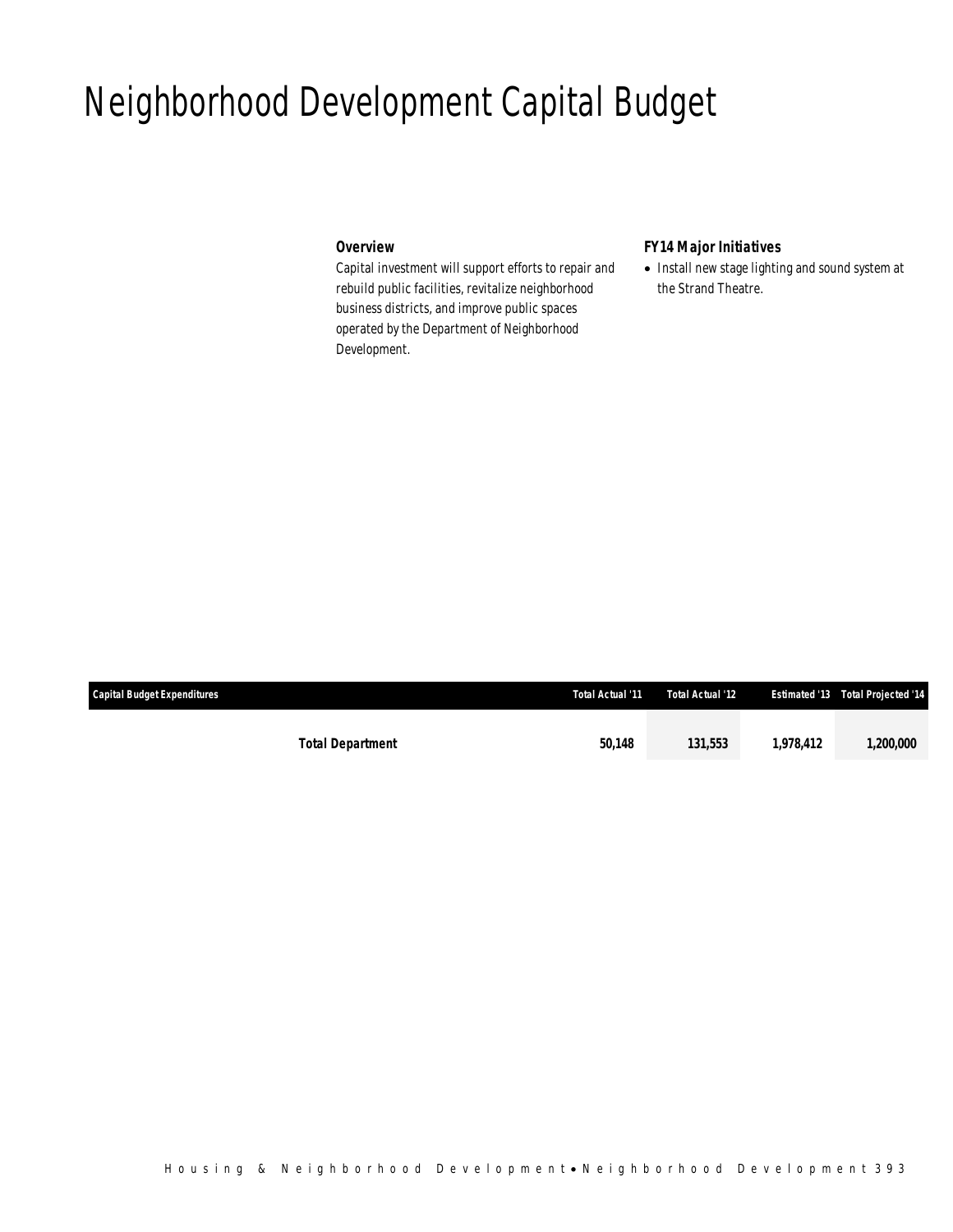# Neighborhood Development Capital Budget

### Overview

Capital investment will support efforts to repair and rebuild public facilities, revitalize neighborhood business districts, and improve public spaces operated by the Department of Neighborhood Development.

### FY14 Major Initiatives

- Install new stage lighting and sound system at the Strand Theatre.

| Capital Budget Expenditures | Total Actual '11 | Total Actual '12 | Estimated '13 | Total Projected '14 |
|---|---|---|---|---|
| **Total Department** | **50,148** | **131,553** | **1,978,412** | **1,200,000** |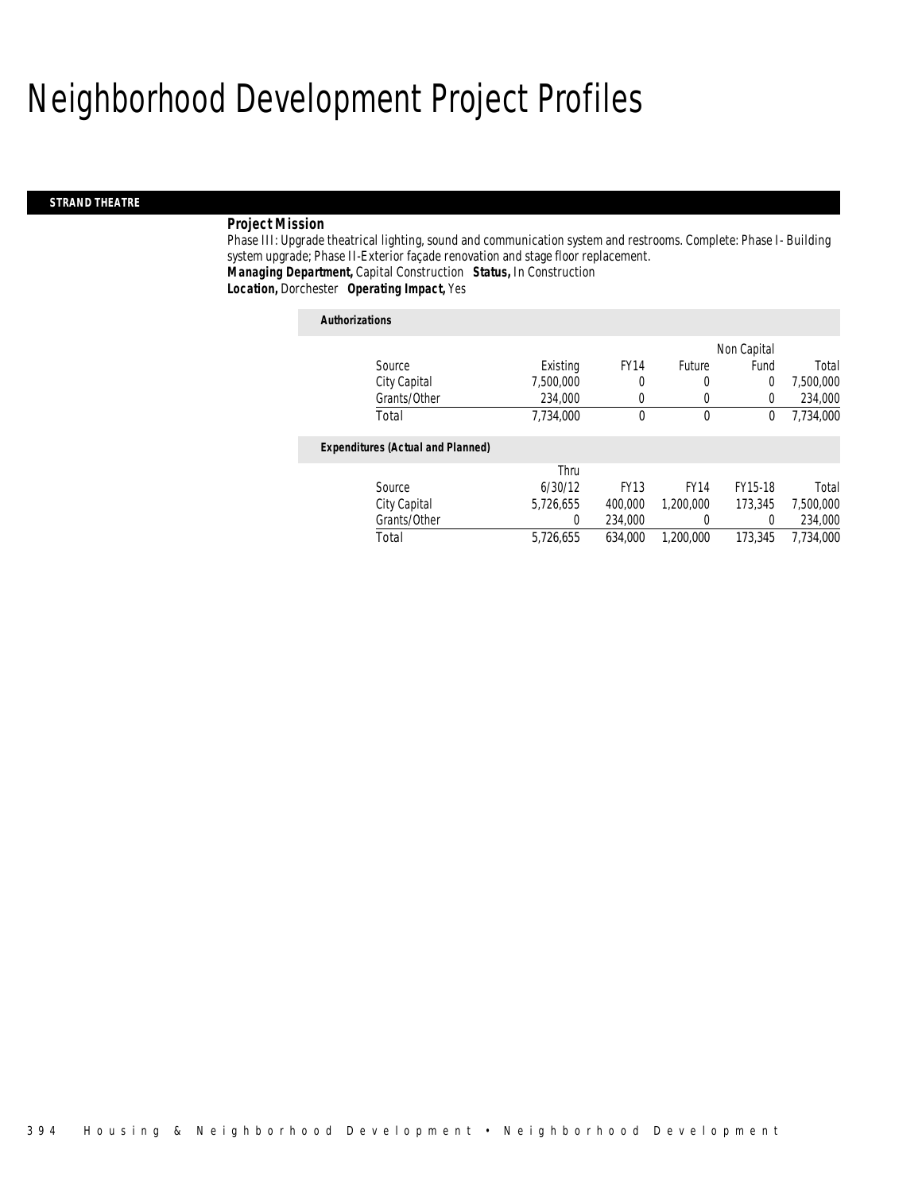# Neighborhood Development Project Profiles

## STRAND THEATRE

### Project Mission

Phase III: Upgrade theatrical lighting, sound and communication system and restrooms. Complete: Phase I- Building system upgrade; Phase II-Exterior façade renovation and stage floor replacement.

***Managing Department,*** Capital Construction ***Status,*** In Construction

***Location,*** Dorchester ***Operating Impact,*** Yes

#### Authorizations

| Source | Existing | FY14 | Future | Non Capital Fund | Total |
|---|---|---|---|---|---|
| City Capital | 7,500,000 | 0 | 0 | 0 | 7,500,000 |
| Grants/Other | 234,000 | 0 | 0 | 0 | 234,000 |
| Total | 7,734,000 | 0 | 0 | 0 | 7,734,000 |

#### Expenditures (Actual and Planned)

| Source | Thru 6/30/12 | FY13 | FY14 | FY15-18 | Total |
|---|---|---|---|---|---|
| City Capital | 5,726,655 | 400,000 | 1,200,000 | 173,345 | 7,500,000 |
| Grants/Other | 0 | 234,000 | 0 | 0 | 234,000 |
| Total | 5,726,655 | 634,000 | 1,200,000 | 173,345 | 7,734,000 |